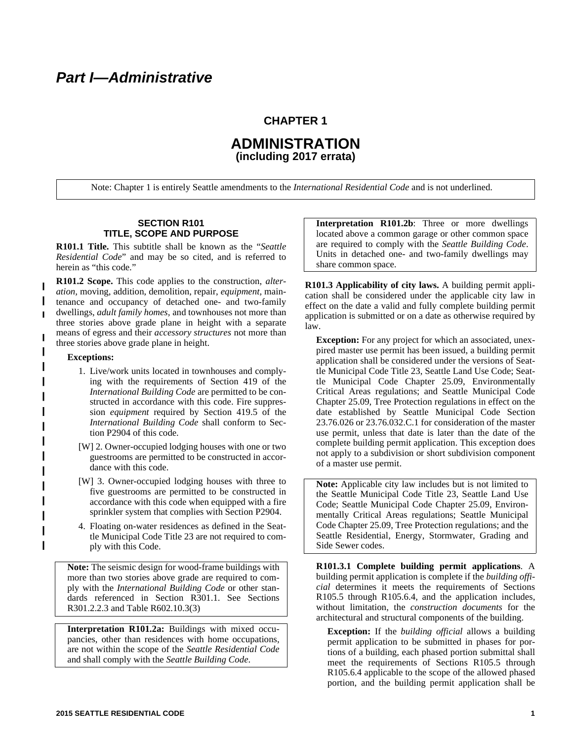# Part I—Administrative

## CHAPTER 1

## ADMINISTRATION
**(including 2017 errata)**

> Note: Chapter 1 is entirely Seattle amendments to the *International Residential Code* and is not underlined.

### SECTION R101
### TITLE, SCOPE AND PURPOSE

**R101.1 Title.** This subtitle shall be known as the "*Seattle Residential Code*" and may be so cited, and is referred to herein as "this code."

**R101.2 Scope.** This code applies to the construction, *alteration,* moving, addition, demolition, repair, *equipment,* maintenance and occupancy of detached one- and two-family dwellings, *adult family homes,* and townhouses not more than three stories above grade plane in height with a separate means of egress and their *accessory structures* not more than three stories above grade plane in height.

**Exceptions:**

1. Live/work units located in townhouses and complying with the requirements of Section 419 of the *International Building Code* are permitted to be constructed in accordance with this code. Fire suppression *equipment* required by Section 419.5 of the *International Building Code* shall conform to Section P2904 of this code.
2. [W] Owner-occupied lodging houses with one or two guestrooms are permitted to be constructed in accordance with this code.
3. [W] Owner-occupied lodging houses with three to five guestrooms are permitted to be constructed in accordance with this code when equipped with a fire sprinkler system that complies with Section P2904.
4. Floating on-water residences as defined in the Seattle Municipal Code Title 23 are not required to comply with this Code.

> **Note:** The seismic design for wood-frame buildings with more than two stories above grade are required to comply with the *International Building Code* or other standards referenced in Section R301.1. See Sections R301.2.2.3 and Table R602.10.3(3)

> **Interpretation R101.2a:** Buildings with mixed occupancies, other than residences with home occupations, are not within the scope of the *Seattle Residential Code* and shall comply with the *Seattle Building Code*.

> **Interpretation R101.2b**: Three or more dwellings located above a common garage or other common space are required to comply with the *Seattle Building Code*. Units in detached one- and two-family dwellings may share common space.

**R101.3 Applicability of city laws.** A building permit application shall be considered under the applicable city law in effect on the date a valid and fully complete building permit application is submitted or on a date as otherwise required by law.

**Exception:** For any project for which an associated, unexpired master use permit has been issued, a building permit application shall be considered under the versions of Seattle Municipal Code Title 23, Seattle Land Use Code; Seattle Municipal Code Chapter 25.09, Environmentally Critical Areas regulations; and Seattle Municipal Code Chapter 25.09, Tree Protection regulations in effect on the date established by Seattle Municipal Code Section 23.76.026 or 23.76.032.C.1 for consideration of the master use permit, unless that date is later than the date of the complete building permit application. This exception does not apply to a subdivision or short subdivision component of a master use permit.

> **Note:** Applicable city law includes but is not limited to the Seattle Municipal Code Title 23, Seattle Land Use Code; Seattle Municipal Code Chapter 25.09, Environmentally Critical Areas regulations; Seattle Municipal Code Chapter 25.09, Tree Protection regulations; and the Seattle Residential, Energy, Stormwater, Grading and Side Sewer codes.

**R101.3.1 Complete building permit applications**. A building permit application is complete if the *building official* determines it meets the requirements of Sections R105.5 through R105.6.4, and the application includes, without limitation, the *construction documents* for the architectural and structural components of the building.

**Exception:** If the *building official* allows a building permit application to be submitted in phases for portions of a building, each phased portion submittal shall meet the requirements of Sections R105.5 through R105.6.4 applicable to the scope of the allowed phased portion, and the building permit application shall be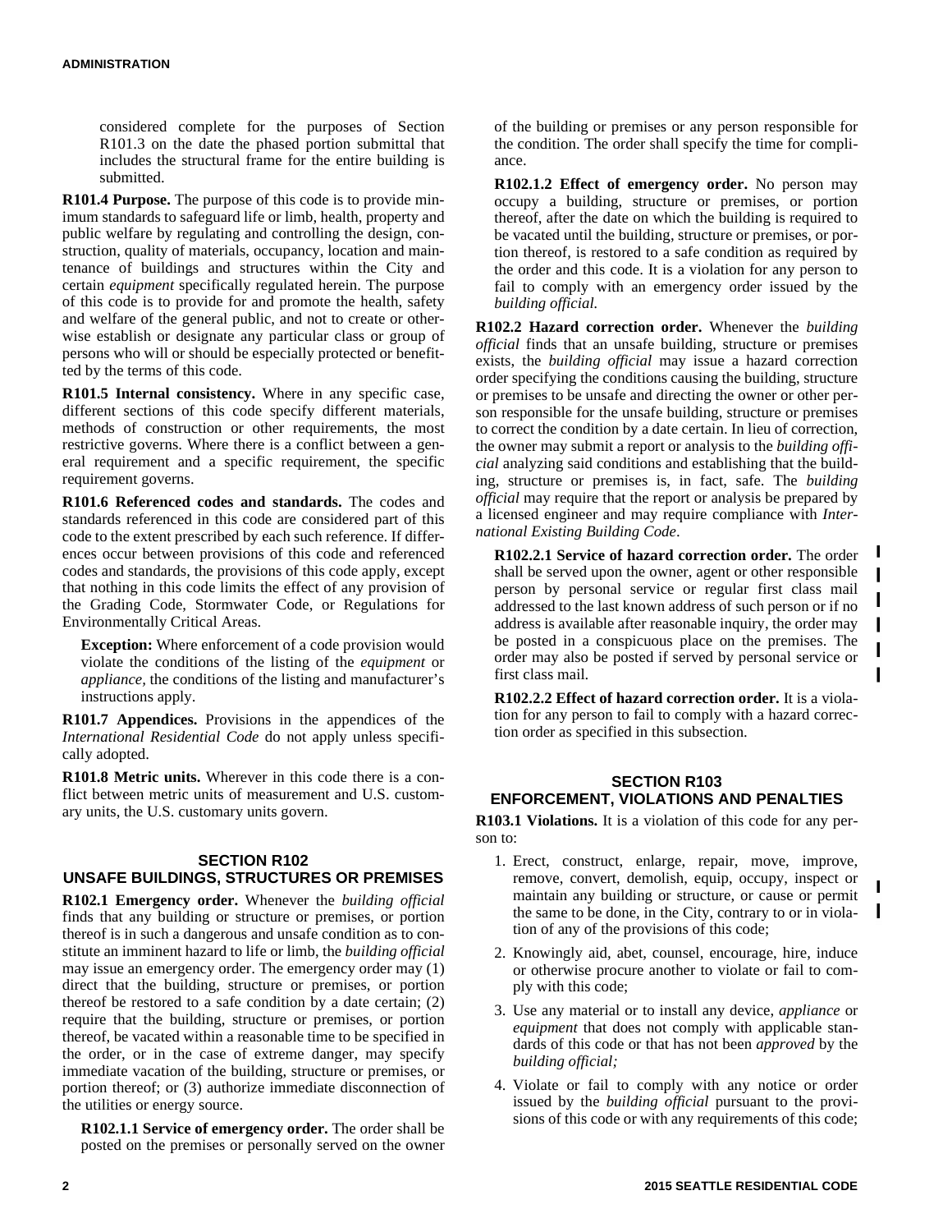considered complete for the purposes of Section R101.3 on the date the phased portion submittal that includes the structural frame for the entire building is submitted.

**R101.4 Purpose.** The purpose of this code is to provide minimum standards to safeguard life or limb, health, property and public welfare by regulating and controlling the design, construction, quality of materials, occupancy, location and maintenance of buildings and structures within the City and certain *equipment* specifically regulated herein. The purpose of this code is to provide for and promote the health, safety and welfare of the general public, and not to create or otherwise establish or designate any particular class or group of persons who will or should be especially protected or benefitted by the terms of this code.

**R101.5 Internal consistency.** Where in any specific case, different sections of this code specify different materials, methods of construction or other requirements, the most restrictive governs. Where there is a conflict between a general requirement and a specific requirement, the specific requirement governs.

**R101.6 Referenced codes and standards.** The codes and standards referenced in this code are considered part of this code to the extent prescribed by each such reference. If differences occur between provisions of this code and referenced codes and standards, the provisions of this code apply, except that nothing in this code limits the effect of any provision of the Grading Code, Stormwater Code, or Regulations for Environmentally Critical Areas.

**Exception:** Where enforcement of a code provision would violate the conditions of the listing of the *equipment* or *appliance,* the conditions of the listing and manufacturer's instructions apply.

**R101.7 Appendices.** Provisions in the appendices of the *International Residential Code* do not apply unless specifically adopted.

**R101.8 Metric units.** Wherever in this code there is a conflict between metric units of measurement and U.S. customary units, the U.S. customary units govern.

## SECTION R102 UNSAFE BUILDINGS, STRUCTURES OR PREMISES

**R102.1 Emergency order.** Whenever the *building official* finds that any building or structure or premises, or portion thereof is in such a dangerous and unsafe condition as to constitute an imminent hazard to life or limb, the *building official* may issue an emergency order. The emergency order may (1) direct that the building, structure or premises, or portion thereof be restored to a safe condition by a date certain; (2) require that the building, structure or premises, or portion thereof, be vacated within a reasonable time to be specified in the order, or in the case of extreme danger, may specify immediate vacation of the building, structure or premises, or portion thereof; or (3) authorize immediate disconnection of the utilities or energy source.

**R102.1.1 Service of emergency order.** The order shall be posted on the premises or personally served on the owner of the building or premises or any person responsible for the condition. The order shall specify the time for compliance.

**R102.1.2 Effect of emergency order.** No person may occupy a building, structure or premises, or portion thereof, after the date on which the building is required to be vacated until the building, structure or premises, or portion thereof, is restored to a safe condition as required by the order and this code. It is a violation for any person to fail to comply with an emergency order issued by the *building official.*

**R102.2 Hazard correction order.** Whenever the *building official* finds that an unsafe building, structure or premises exists, the *building official* may issue a hazard correction order specifying the conditions causing the building, structure or premises to be unsafe and directing the owner or other person responsible for the unsafe building, structure or premises to correct the condition by a date certain. In lieu of correction, the owner may submit a report or analysis to the *building official* analyzing said conditions and establishing that the building, structure or premises is, in fact, safe. The *building official* may require that the report or analysis be prepared by a licensed engineer and may require compliance with *International Existing Building Code*.

**R102.2.1 Service of hazard correction order.** The order shall be served upon the owner, agent or other responsible person by personal service or regular first class mail addressed to the last known address of such person or if no address is available after reasonable inquiry, the order may be posted in a conspicuous place on the premises. The order may also be posted if served by personal service or first class mail.

**R102.2.2 Effect of hazard correction order.** It is a violation for any person to fail to comply with a hazard correction order as specified in this subsection.

## SECTION R103 ENFORCEMENT, VIOLATIONS AND PENALTIES

**R103.1 Violations.** It is a violation of this code for any person to:

1. Erect, construct, enlarge, repair, move, improve, remove, convert, demolish, equip, occupy, inspect or maintain any building or structure, or cause or permit the same to be done, in the City, contrary to or in violation of any of the provisions of this code;
2. Knowingly aid, abet, counsel, encourage, hire, induce or otherwise procure another to violate or fail to comply with this code;
3. Use any material or to install any device, *appliance* or *equipment* that does not comply with applicable standards of this code or that has not been *approved* by the *building official;*
4. Violate or fail to comply with any notice or order issued by the *building official* pursuant to the provisions of this code or with any requirements of this code;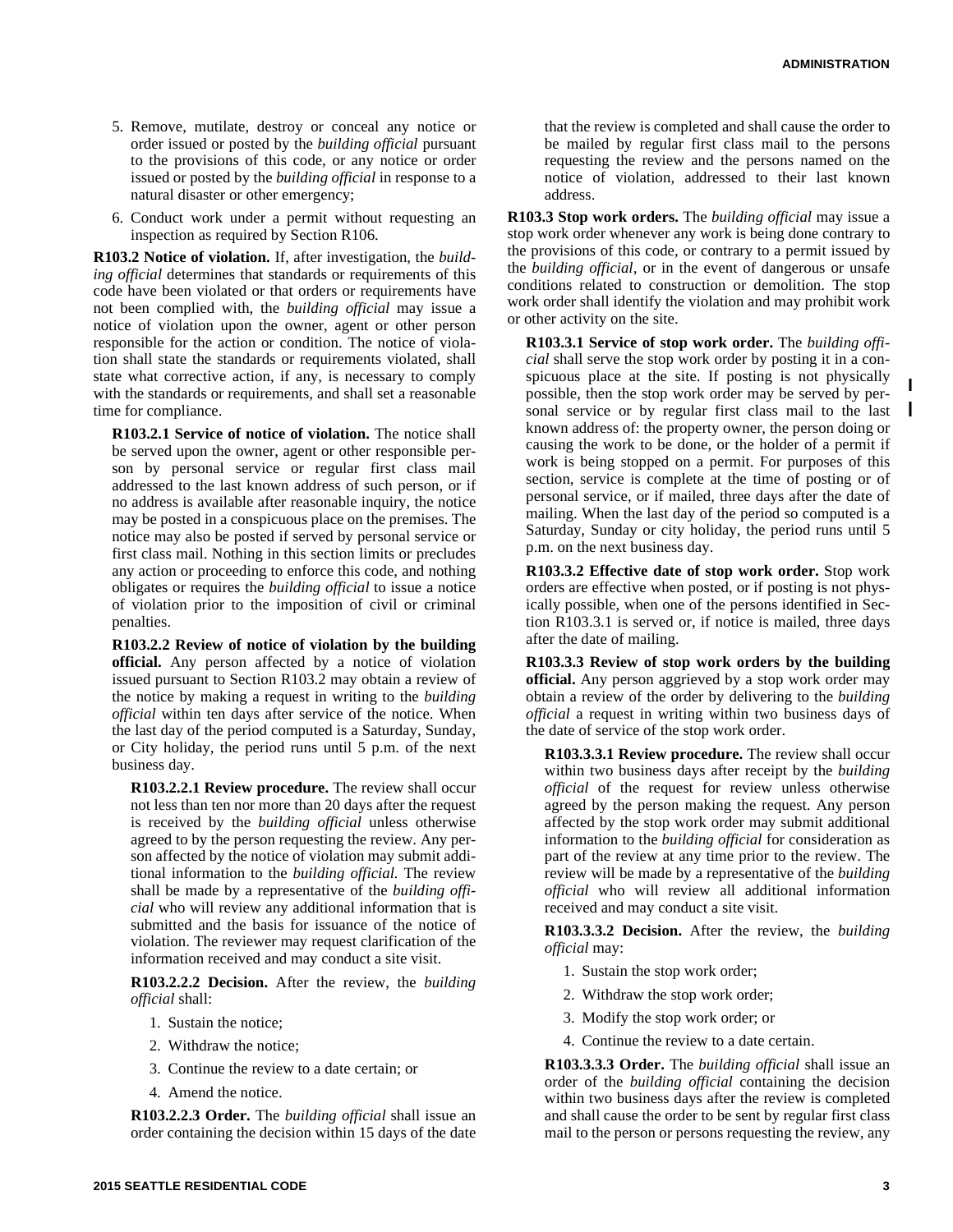5. Remove, mutilate, destroy or conceal any notice or order issued or posted by the *building official* pursuant to the provisions of this code, or any notice or order issued or posted by the *building official* in response to a natural disaster or other emergency;

6. Conduct work under a permit without requesting an inspection as required by Section R106.

**R103.2 Notice of violation.** If, after investigation, the *building official* determines that standards or requirements of this code have been violated or that orders or requirements have not been complied with, the *building official* may issue a notice of violation upon the owner, agent or other person responsible for the action or condition. The notice of violation shall state the standards or requirements violated, shall state what corrective action, if any, is necessary to comply with the standards or requirements, and shall set a reasonable time for compliance.

**R103.2.1 Service of notice of violation.** The notice shall be served upon the owner, agent or other responsible person by personal service or regular first class mail addressed to the last known address of such person, or if no address is available after reasonable inquiry, the notice may be posted in a conspicuous place on the premises. The notice may also be posted if served by personal service or first class mail. Nothing in this section limits or precludes any action or proceeding to enforce this code, and nothing obligates or requires the *building official* to issue a notice of violation prior to the imposition of civil or criminal penalties.

**R103.2.2 Review of notice of violation by the building official.** Any person affected by a notice of violation issued pursuant to Section R103.2 may obtain a review of the notice by making a request in writing to the *building official* within ten days after service of the notice. When the last day of the period computed is a Saturday, Sunday, or City holiday, the period runs until 5 p.m. of the next business day.

**R103.2.2.1 Review procedure.** The review shall occur not less than ten nor more than 20 days after the request is received by the *building official* unless otherwise agreed to by the person requesting the review. Any person affected by the notice of violation may submit additional information to the *building official.* The review shall be made by a representative of the *building official* who will review any additional information that is submitted and the basis for issuance of the notice of violation. The reviewer may request clarification of the information received and may conduct a site visit.

**R103.2.2.2 Decision.** After the review, the *building official* shall:

1. Sustain the notice;
2. Withdraw the notice;
3. Continue the review to a date certain; or
4. Amend the notice.

**R103.2.2.3 Order.** The *building official* shall issue an order containing the decision within 15 days of the date that the review is completed and shall cause the order to be mailed by regular first class mail to the persons requesting the review and the persons named on the notice of violation, addressed to their last known address.

**R103.3 Stop work orders.** The *building official* may issue a stop work order whenever any work is being done contrary to the provisions of this code, or contrary to a permit issued by the *building official*, or in the event of dangerous or unsafe conditions related to construction or demolition. The stop work order shall identify the violation and may prohibit work or other activity on the site.

**R103.3.1 Service of stop work order.** The *building official* shall serve the stop work order by posting it in a conspicuous place at the site. If posting is not physically possible, then the stop work order may be served by personal service or by regular first class mail to the last known address of: the property owner, the person doing or causing the work to be done, or the holder of a permit if work is being stopped on a permit. For purposes of this section, service is complete at the time of posting or of personal service, or if mailed, three days after the date of mailing. When the last day of the period so computed is a Saturday, Sunday or city holiday, the period runs until 5 p.m. on the next business day.

**R103.3.2 Effective date of stop work order.** Stop work orders are effective when posted, or if posting is not physically possible, when one of the persons identified in Section R103.3.1 is served or, if notice is mailed, three days after the date of mailing.

**R103.3.3 Review of stop work orders by the building official.** Any person aggrieved by a stop work order may obtain a review of the order by delivering to the *building official* a request in writing within two business days of the date of service of the stop work order.

**R103.3.3.1 Review procedure.** The review shall occur within two business days after receipt by the *building official* of the request for review unless otherwise agreed by the person making the request. Any person affected by the stop work order may submit additional information to the *building official* for consideration as part of the review at any time prior to the review. The review will be made by a representative of the *building official* who will review all additional information received and may conduct a site visit.

**R103.3.3.2 Decision.** After the review, the *building official* may:

1. Sustain the stop work order;
2. Withdraw the stop work order;
3. Modify the stop work order; or
4. Continue the review to a date certain.

**R103.3.3.3 Order.** The *building official* shall issue an order of the *building official* containing the decision within two business days after the review is completed and shall cause the order to be sent by regular first class mail to the person or persons requesting the review, any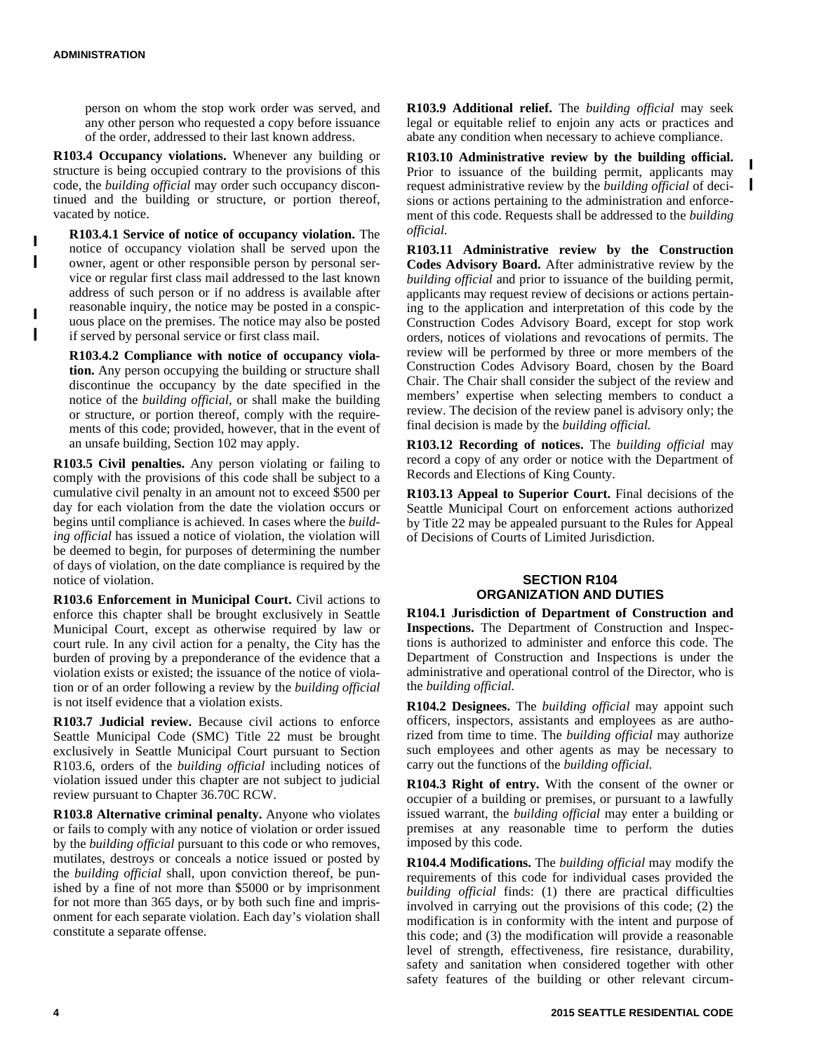person on whom the stop work order was served, and any other person who requested a copy before issuance of the order, addressed to their last known address.

**R103.4 Occupancy violations.** Whenever any building or structure is being occupied contrary to the provisions of this code, the *building official* may order such occupancy discontinued and the building or structure, or portion thereof, vacated by notice.

**R103.4.1 Service of notice of occupancy violation.** The notice of occupancy violation shall be served upon the owner, agent or other responsible person by personal service or regular first class mail addressed to the last known address of such person or if no address is available after reasonable inquiry, the notice may be posted in a conspicuous place on the premises. The notice may also be posted if served by personal service or first class mail.

**R103.4.2 Compliance with notice of occupancy violation.** Any person occupying the building or structure shall discontinue the occupancy by the date specified in the notice of the *building official*, or shall make the building or structure, or portion thereof, comply with the requirements of this code; provided, however, that in the event of an unsafe building, Section 102 may apply.

**R103.5 Civil penalties.** Any person violating or failing to comply with the provisions of this code shall be subject to a cumulative civil penalty in an amount not to exceed $500 per day for each violation from the date the violation occurs or begins until compliance is achieved. In cases where the *building official* has issued a notice of violation, the violation will be deemed to begin, for purposes of determining the number of days of violation, on the date compliance is required by the notice of violation.

**R103.6 Enforcement in Municipal Court.** Civil actions to enforce this chapter shall be brought exclusively in Seattle Municipal Court, except as otherwise required by law or court rule. In any civil action for a penalty, the City has the burden of proving by a preponderance of the evidence that a violation exists or existed; the issuance of the notice of violation or of an order following a review by the *building official* is not itself evidence that a violation exists.

**R103.7 Judicial review.** Because civil actions to enforce Seattle Municipal Code (SMC) Title 22 must be brought exclusively in Seattle Municipal Court pursuant to Section R103.6, orders of the *building official* including notices of violation issued under this chapter are not subject to judicial review pursuant to Chapter 36.70C RCW.

**R103.8 Alternative criminal penalty.** Anyone who violates or fails to comply with any notice of violation or order issued by the *building official* pursuant to this code or who removes, mutilates, destroys or conceals a notice issued or posted by the *building official* shall, upon conviction thereof, be punished by a fine of not more than $5000 or by imprisonment for not more than 365 days, or by both such fine and imprisonment for each separate violation. Each day's violation shall constitute a separate offense.

**R103.9 Additional relief.** The *building official* may seek legal or equitable relief to enjoin any acts or practices and abate any condition when necessary to achieve compliance.

**R103.10 Administrative review by the building official.** Prior to issuance of the building permit, applicants may request administrative review by the *building official* of decisions or actions pertaining to the administration and enforcement of this code. Requests shall be addressed to the *building official.*

**R103.11 Administrative review by the Construction Codes Advisory Board.** After administrative review by the *building official* and prior to issuance of the building permit, applicants may request review of decisions or actions pertaining to the application and interpretation of this code by the Construction Codes Advisory Board, except for stop work orders, notices of violations and revocations of permits. The review will be performed by three or more members of the Construction Codes Advisory Board, chosen by the Board Chair. The Chair shall consider the subject of the review and members' expertise when selecting members to conduct a review. The decision of the review panel is advisory only; the final decision is made by the *building official.*

**R103.12 Recording of notices.** The *building official* may record a copy of any order or notice with the Department of Records and Elections of King County.

**R103.13 Appeal to Superior Court.** Final decisions of the Seattle Municipal Court on enforcement actions authorized by Title 22 may be appealed pursuant to the Rules for Appeal of Decisions of Courts of Limited Jurisdiction.

## SECTION R104 ORGANIZATION AND DUTIES

**R104.1 Jurisdiction of Department of Construction and Inspections.** The Department of Construction and Inspections is authorized to administer and enforce this code. The Department of Construction and Inspections is under the administrative and operational control of the Director, who is the *building official.*

**R104.2 Designees.** The *building official* may appoint such officers, inspectors, assistants and employees as are authorized from time to time. The *building official* may authorize such employees and other agents as may be necessary to carry out the functions of the *building official.*

**R104.3 Right of entry.** With the consent of the owner or occupier of a building or premises, or pursuant to a lawfully issued warrant, the *building official* may enter a building or premises at any reasonable time to perform the duties imposed by this code.

**R104.4 Modifications.** The *building official* may modify the requirements of this code for individual cases provided the *building official* finds: (1) there are practical difficulties involved in carrying out the provisions of this code; (2) the modification is in conformity with the intent and purpose of this code; and (3) the modification will provide a reasonable level of strength, effectiveness, fire resistance, durability, safety and sanitation when considered together with other safety features of the building or other relevant circum-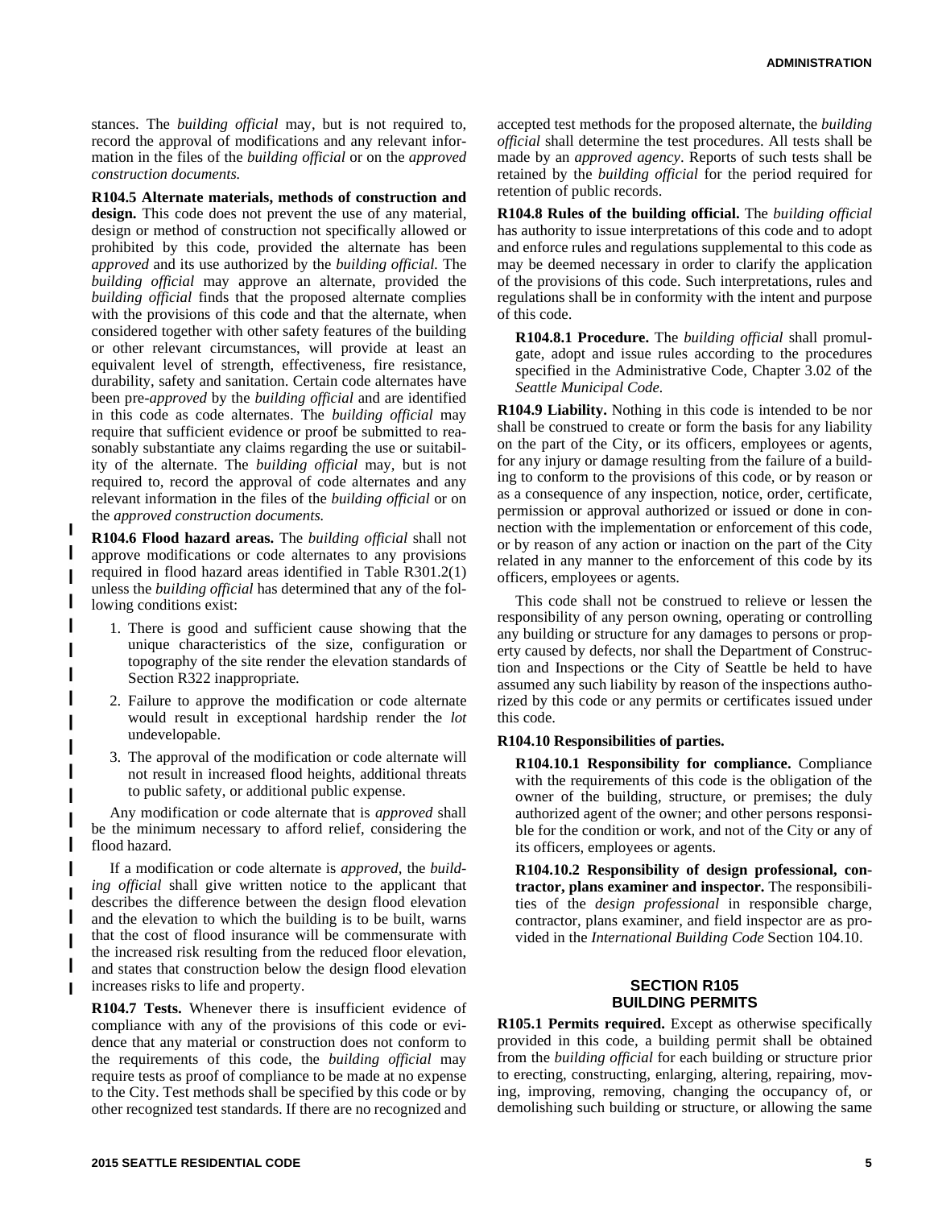stances. The *building official* may, but is not required to, record the approval of modifications and any relevant information in the files of the *building official* or on the *approved construction documents.*

**R104.5 Alternate materials, methods of construction and design.** This code does not prevent the use of any material, design or method of construction not specifically allowed or prohibited by this code, provided the alternate has been *approved* and its use authorized by the *building official.* The *building official* may approve an alternate, provided the *building official* finds that the proposed alternate complies with the provisions of this code and that the alternate, when considered together with other safety features of the building or other relevant circumstances, will provide at least an equivalent level of strength, effectiveness, fire resistance, durability, safety and sanitation. Certain code alternates have been pre-*approved* by the *building official* and are identified in this code as code alternates. The *building official* may require that sufficient evidence or proof be submitted to reasonably substantiate any claims regarding the use or suitability of the alternate. The *building official* may, but is not required to, record the approval of code alternates and any relevant information in the files of the *building official* or on the *approved construction documents.*

**R104.6 Flood hazard areas.** The *building official* shall not approve modifications or code alternates to any provisions required in flood hazard areas identified in Table R301.2(1) unless the *building official* has determined that any of the following conditions exist:

1. There is good and sufficient cause showing that the unique characteristics of the size, configuration or topography of the site render the elevation standards of Section R322 inappropriate.
2. Failure to approve the modification or code alternate would result in exceptional hardship render the *lot* undevelopable.
3. The approval of the modification or code alternate will not result in increased flood heights, additional threats to public safety, or additional public expense.

Any modification or code alternate that is *approved* shall be the minimum necessary to afford relief, considering the flood hazard.

If a modification or code alternate is *approved,* the *building official* shall give written notice to the applicant that describes the difference between the design flood elevation and the elevation to which the building is to be built, warns that the cost of flood insurance will be commensurate with the increased risk resulting from the reduced floor elevation, and states that construction below the design flood elevation increases risks to life and property.

**R104.7 Tests.** Whenever there is insufficient evidence of compliance with any of the provisions of this code or evidence that any material or construction does not conform to the requirements of this code, the *building official* may require tests as proof of compliance to be made at no expense to the City. Test methods shall be specified by this code or by other recognized test standards. If there are no recognized and accepted test methods for the proposed alternate, the *building official* shall determine the test procedures. All tests shall be made by an *approved agency*. Reports of such tests shall be retained by the *building official* for the period required for retention of public records.

**R104.8 Rules of the building official.** The *building official* has authority to issue interpretations of this code and to adopt and enforce rules and regulations supplemental to this code as may be deemed necessary in order to clarify the application of the provisions of this code. Such interpretations, rules and regulations shall be in conformity with the intent and purpose of this code.

**R104.8.1 Procedure.** The *building official* shall promulgate, adopt and issue rules according to the procedures specified in the Administrative Code, Chapter 3.02 of the *Seattle Municipal Code.*

**R104.9 Liability.** Nothing in this code is intended to be nor shall be construed to create or form the basis for any liability on the part of the City, or its officers, employees or agents, for any injury or damage resulting from the failure of a building to conform to the provisions of this code, or by reason or as a consequence of any inspection, notice, order, certificate, permission or approval authorized or issued or done in connection with the implementation or enforcement of this code, or by reason of any action or inaction on the part of the City related in any manner to the enforcement of this code by its officers, employees or agents.

This code shall not be construed to relieve or lessen the responsibility of any person owning, operating or controlling any building or structure for any damages to persons or property caused by defects, nor shall the Department of Construction and Inspections or the City of Seattle be held to have assumed any such liability by reason of the inspections authorized by this code or any permits or certificates issued under this code.

**R104.10 Responsibilities of parties.**

**R104.10.1 Responsibility for compliance.** Compliance with the requirements of this code is the obligation of the owner of the building, structure, or premises; the duly authorized agent of the owner; and other persons responsible for the condition or work, and not of the City or any of its officers, employees or agents.

**R104.10.2 Responsibility of design professional, contractor, plans examiner and inspector.** The responsibilities of the *design professional* in responsible charge, contractor, plans examiner, and field inspector are as provided in the *International Building Code* Section 104.10.

## SECTION R105 BUILDING PERMITS

**R105.1 Permits required.** Except as otherwise specifically provided in this code, a building permit shall be obtained from the *building official* for each building or structure prior to erecting, constructing, enlarging, altering, repairing, moving, improving, removing, changing the occupancy of, or demolishing such building or structure, or allowing the same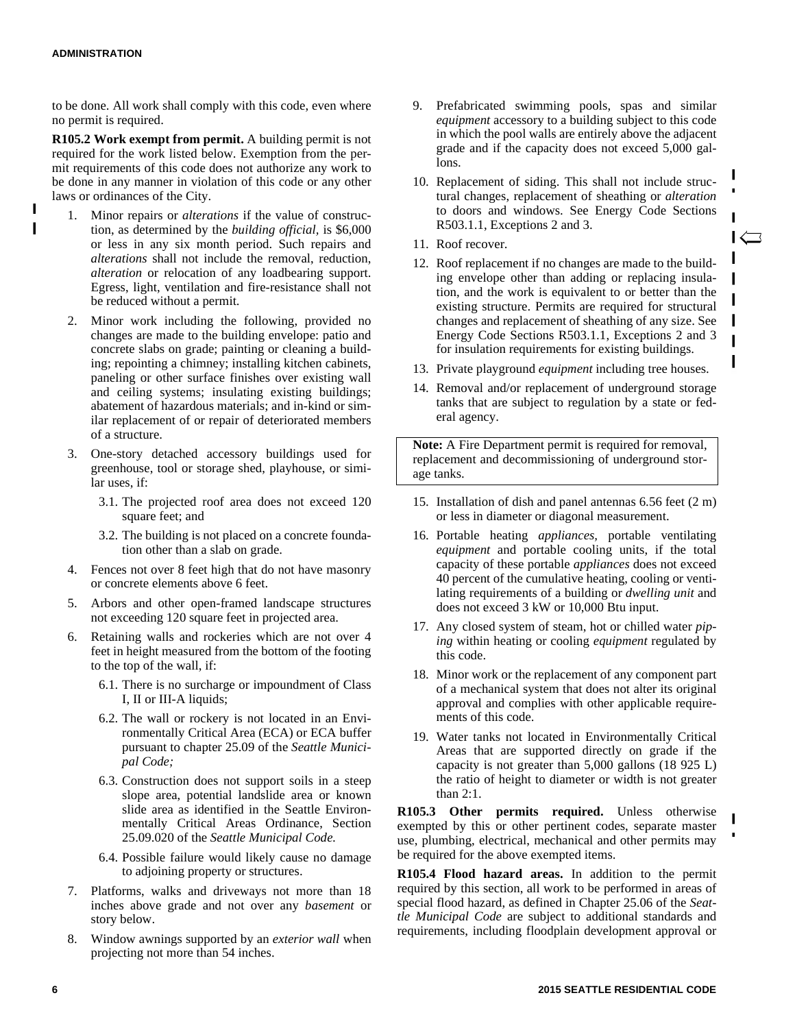to be done. All work shall comply with this code, even where no permit is required.

**R105.2 Work exempt from permit.** A building permit is not required for the work listed below. Exemption from the permit requirements of this code does not authorize any work to be done in any manner in violation of this code or any other laws or ordinances of the City.

1. Minor repairs or *alterations* if the value of construction, as determined by the *building official*, is $6,000 or less in any six month period. Such repairs and *alterations* shall not include the removal, reduction, *alteration* or relocation of any loadbearing support. Egress, light, ventilation and fire-resistance shall not be reduced without a permit.
2. Minor work including the following, provided no changes are made to the building envelope: patio and concrete slabs on grade; painting or cleaning a building; repointing a chimney; installing kitchen cabinets, paneling or other surface finishes over existing wall and ceiling systems; insulating existing buildings; abatement of hazardous materials; and in-kind or similar replacement of or repair of deteriorated members of a structure.
3. One-story detached accessory buildings used for greenhouse, tool or storage shed, playhouse, or similar uses, if:
   - 3.1. The projected roof area does not exceed 120 square feet; and
   - 3.2. The building is not placed on a concrete foundation other than a slab on grade.
4. Fences not over 8 feet high that do not have masonry or concrete elements above 6 feet.
5. Arbors and other open-framed landscape structures not exceeding 120 square feet in projected area.
6. Retaining walls and rockeries which are not over 4 feet in height measured from the bottom of the footing to the top of the wall, if:
   - 6.1. There is no surcharge or impoundment of Class I, II or III-A liquids;
   - 6.2. The wall or rockery is not located in an Environmentally Critical Area (ECA) or ECA buffer pursuant to chapter 25.09 of the *Seattle Municipal Code;*
   - 6.3. Construction does not support soils in a steep slope area, potential landslide area or known slide area as identified in the Seattle Environmentally Critical Areas Ordinance, Section 25.09.020 of the *Seattle Municipal Code.*
   - 6.4. Possible failure would likely cause no damage to adjoining property or structures.
7. Platforms, walks and driveways not more than 18 inches above grade and not over any *basement* or story below.
8. Window awnings supported by an *exterior wall* when projecting not more than 54 inches.
9. Prefabricated swimming pools, spas and similar *equipment* accessory to a building subject to this code in which the pool walls are entirely above the adjacent grade and if the capacity does not exceed 5,000 gallons.
10. Replacement of siding. This shall not include structural changes, replacement of sheathing or *alteration* to doors and windows. See Energy Code Sections R503.1.1, Exceptions 2 and 3.
11. Roof recover.
12. Roof replacement if no changes are made to the building envelope other than adding or replacing insulation, and the work is equivalent to or better than the existing structure. Permits are required for structural changes and replacement of sheathing of any size. See Energy Code Sections R503.1.1, Exceptions 2 and 3 for insulation requirements for existing buildings.
13. Private playground *equipment* including tree houses.
14. Removal and/or replacement of underground storage tanks that are subject to regulation by a state or federal agency.

> **Note:** A Fire Department permit is required for removal, replacement and decommissioning of underground storage tanks.

15. Installation of dish and panel antennas 6.56 feet (2 m) or less in diameter or diagonal measurement.
16. Portable heating *appliances,* portable ventilating *equipment* and portable cooling units, if the total capacity of these portable *appliances* does not exceed 40 percent of the cumulative heating, cooling or ventilating requirements of a building or *dwelling unit* and does not exceed 3 kW or 10,000 Btu input.
17. Any closed system of steam, hot or chilled water *piping* within heating or cooling *equipment* regulated by this code.
18. Minor work or the replacement of any component part of a mechanical system that does not alter its original approval and complies with other applicable requirements of this code.
19. Water tanks not located in Environmentally Critical Areas that are supported directly on grade if the capacity is not greater than 5,000 gallons (18 925 L) the ratio of height to diameter or width is not greater than 2:1.

**R105.3 Other permits required.** Unless otherwise exempted by this or other pertinent codes, separate master use, plumbing, electrical, mechanical and other permits may be required for the above exempted items.

**R105.4 Flood hazard areas.** In addition to the permit required by this section, all work to be performed in areas of special flood hazard, as defined in Chapter 25.06 of the *Seattle Municipal Code* are subject to additional standards and requirements, including floodplain development approval or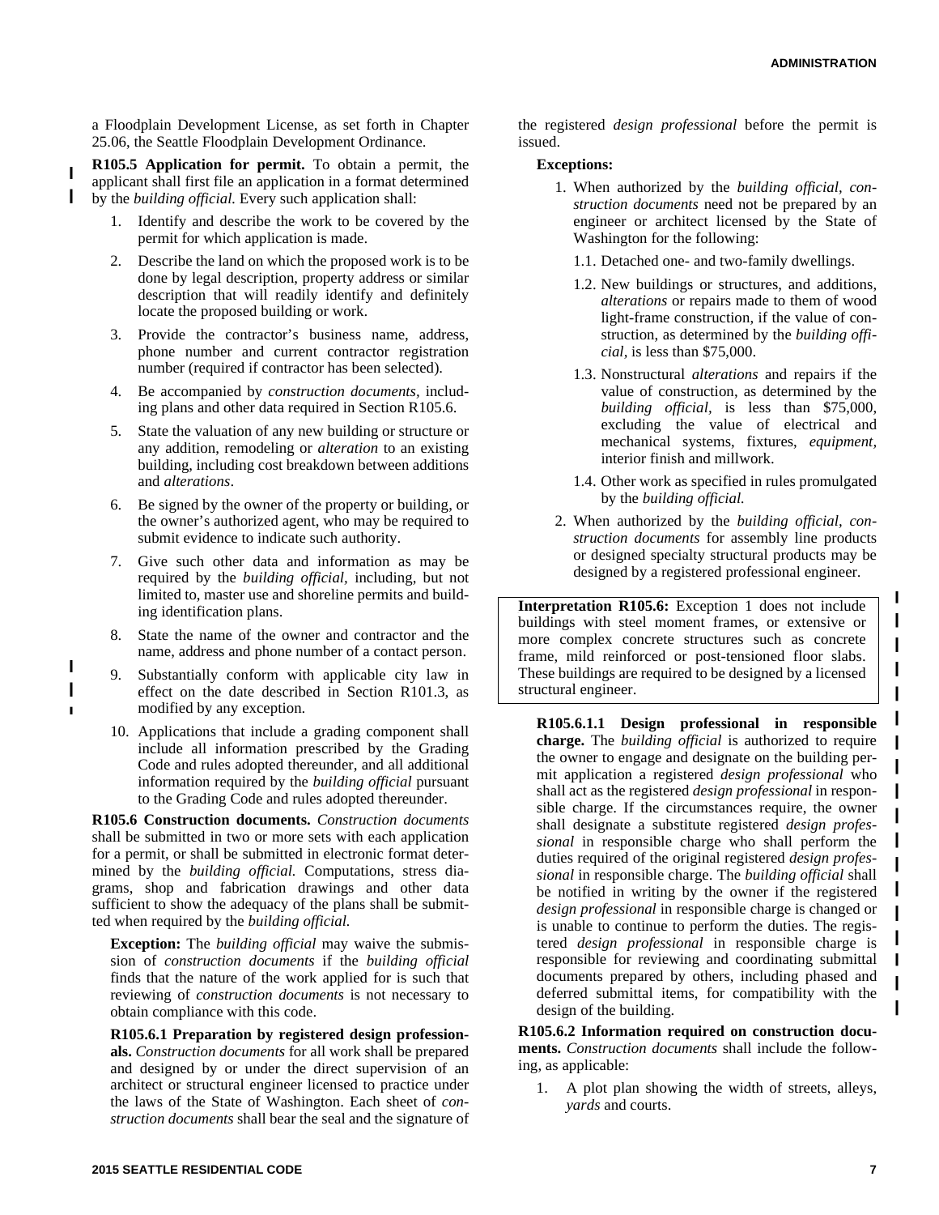a Floodplain Development License, as set forth in Chapter 25.06, the Seattle Floodplain Development Ordinance.

**R105.5 Application for permit.** To obtain a permit, the applicant shall first file an application in a format determined by the *building official.* Every such application shall:

1. Identify and describe the work to be covered by the permit for which application is made.
2. Describe the land on which the proposed work is to be done by legal description, property address or similar description that will readily identify and definitely locate the proposed building or work.
3. Provide the contractor's business name, address, phone number and current contractor registration number (required if contractor has been selected).
4. Be accompanied by *construction documents*, including plans and other data required in Section R105.6.
5. State the valuation of any new building or structure or any addition, remodeling or *alteration* to an existing building, including cost breakdown between additions and *alterations*.
6. Be signed by the owner of the property or building, or the owner's authorized agent, who may be required to submit evidence to indicate such authority.
7. Give such other data and information as may be required by the *building official,* including, but not limited to, master use and shoreline permits and building identification plans.
8. State the name of the owner and contractor and the name, address and phone number of a contact person.
9. Substantially conform with applicable city law in effect on the date described in Section R101.3, as modified by any exception.
10. Applications that include a grading component shall include all information prescribed by the Grading Code and rules adopted thereunder, and all additional information required by the *building official* pursuant to the Grading Code and rules adopted thereunder.

**R105.6 Construction documents.** *Construction documents* shall be submitted in two or more sets with each application for a permit, or shall be submitted in electronic format determined by the *building official.* Computations, stress diagrams, shop and fabrication drawings and other data sufficient to show the adequacy of the plans shall be submitted when required by the *building official.*

**Exception:** The *building official* may waive the submission of *construction documents* if the *building official* finds that the nature of the work applied for is such that reviewing of *construction documents* is not necessary to obtain compliance with this code.

**R105.6.1 Preparation by registered design professionals.** *Construction documents* for all work shall be prepared and designed by or under the direct supervision of an architect or structural engineer licensed to practice under the laws of the State of Washington. Each sheet of *construction documents* shall bear the seal and the signature of the registered *design professional* before the permit is issued.

**Exceptions:**

1. When authorized by the *building official, construction documents* need not be prepared by an engineer or architect licensed by the State of Washington for the following:
   - 1.1. Detached one- and two-family dwellings.
   - 1.2. New buildings or structures, and additions, *alterations* or repairs made to them of wood light-frame construction, if the value of construction, as determined by the *building official,* is less than $75,000.
   - 1.3. Nonstructural *alterations* and repairs if the value of construction, as determined by the *building official,* is less than $75,000, excluding the value of electrical and mechanical systems, fixtures, *equipment,* interior finish and millwork.
   - 1.4. Other work as specified in rules promulgated by the *building official.*
2. When authorized by the *building official, construction documents* for assembly line products or designed specialty structural products may be designed by a registered professional engineer.

**Interpretation R105.6:** Exception 1 does not include buildings with steel moment frames, or extensive or more complex concrete structures such as concrete frame, mild reinforced or post-tensioned floor slabs. These buildings are required to be designed by a licensed structural engineer.

**R105.6.1.1 Design professional in responsible charge.** The *building official* is authorized to require the owner to engage and designate on the building permit application a registered *design professional* who shall act as the registered *design professional* in responsible charge. If the circumstances require, the owner shall designate a substitute registered *design professional* in responsible charge who shall perform the duties required of the original registered *design professional* in responsible charge. The *building official* shall be notified in writing by the owner if the registered *design professional* in responsible charge is changed or is unable to continue to perform the duties. The registered *design professional* in responsible charge is responsible for reviewing and coordinating submittal documents prepared by others, including phased and deferred submittal items, for compatibility with the design of the building.

**R105.6.2 Information required on construction documents.** *Construction documents* shall include the following, as applicable:

1. A plot plan showing the width of streets, alleys, *yards* and courts.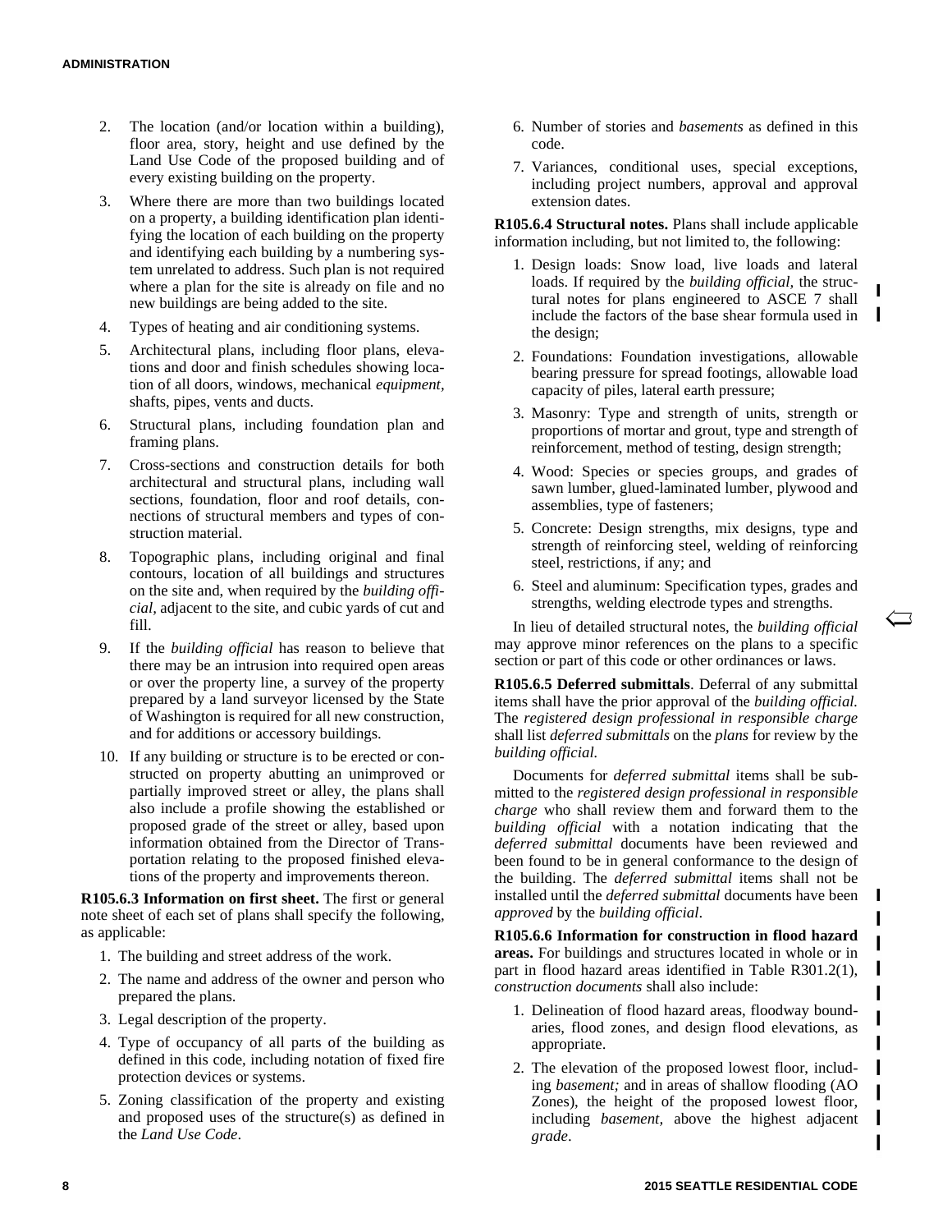2. The location (and/or location within a building), floor area, story, height and use defined by the Land Use Code of the proposed building and of every existing building on the property.

3. Where there are more than two buildings located on a property, a building identification plan identifying the location of each building on the property and identifying each building by a numbering system unrelated to address. Such plan is not required where a plan for the site is already on file and no new buildings are being added to the site.

4. Types of heating and air conditioning systems.

5. Architectural plans, including floor plans, elevations and door and finish schedules showing location of all doors, windows, mechanical *equipment*, shafts, pipes, vents and ducts.

6. Structural plans, including foundation plan and framing plans.

7. Cross-sections and construction details for both architectural and structural plans, including wall sections, foundation, floor and roof details, connections of structural members and types of construction material.

8. Topographic plans, including original and final contours, location of all buildings and structures on the site and, when required by the *building official,* adjacent to the site, and cubic yards of cut and fill.

9. If the *building official* has reason to believe that there may be an intrusion into required open areas or over the property line, a survey of the property prepared by a land surveyor licensed by the State of Washington is required for all new construction, and for additions or accessory buildings.

10. If any building or structure is to be erected or constructed on property abutting an unimproved or partially improved street or alley, the plans shall also include a profile showing the established or proposed grade of the street or alley, based upon information obtained from the Director of Transportation relating to the proposed finished elevations of the property and improvements thereon.

**R105.6.3 Information on first sheet.** The first or general note sheet of each set of plans shall specify the following, as applicable:

1. The building and street address of the work.
2. The name and address of the owner and person who prepared the plans.
3. Legal description of the property.
4. Type of occupancy of all parts of the building as defined in this code, including notation of fixed fire protection devices or systems.
5. Zoning classification of the property and existing and proposed uses of the structure(s) as defined in the *Land Use Code*.
6. Number of stories and *basements* as defined in this code.
7. Variances, conditional uses, special exceptions, including project numbers, approval and approval extension dates.

**R105.6.4 Structural notes.** Plans shall include applicable information including, but not limited to, the following:

1. Design loads: Snow load, live loads and lateral loads. If required by the *building official*, the structural notes for plans engineered to ASCE 7 shall include the factors of the base shear formula used in the design;
2. Foundations: Foundation investigations, allowable bearing pressure for spread footings, allowable load capacity of piles, lateral earth pressure;
3. Masonry: Type and strength of units, strength or proportions of mortar and grout, type and strength of reinforcement, method of testing, design strength;
4. Wood: Species or species groups, and grades of sawn lumber, glued-laminated lumber, plywood and assemblies, type of fasteners;
5. Concrete: Design strengths, mix designs, type and strength of reinforcing steel, welding of reinforcing steel, restrictions, if any; and
6. Steel and aluminum: Specification types, grades and strengths, welding electrode types and strengths.

In lieu of detailed structural notes, the *building official* may approve minor references on the plans to a specific section or part of this code or other ordinances or laws.

**R105.6.5 Deferred submittals**. Deferral of any submittal items shall have the prior approval of the *building official.* The *registered design professional in responsible charge* shall list *deferred submittals* on the *plans* for review by the *building official.*

Documents for *deferred submittal* items shall be submitted to the *registered design professional in responsible charge* who shall review them and forward them to the *building official* with a notation indicating that the *deferred submittal* documents have been reviewed and been found to be in general conformance to the design of the building. The *deferred submittal* items shall not be installed until the *deferred submittal* documents have been *approved* by the *building official*.

**R105.6.6 Information for construction in flood hazard areas.** For buildings and structures located in whole or in part in flood hazard areas identified in Table R301.2(1), *construction documents* shall also include:

1. Delineation of flood hazard areas, floodway boundaries, flood zones, and design flood elevations, as appropriate.
2. The elevation of the proposed lowest floor, including *basement;* and in areas of shallow flooding (AO Zones), the height of the proposed lowest floor, including *basement,* above the highest adjacent *grade*.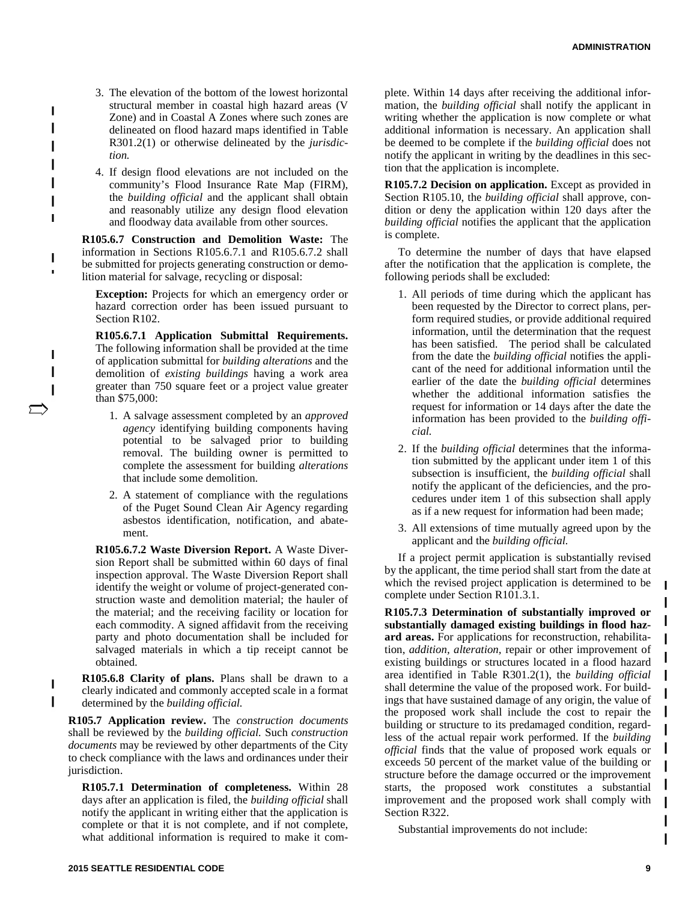3. The elevation of the bottom of the lowest horizontal structural member in coastal high hazard areas (V Zone) and in Coastal A Zones where such zones are delineated on flood hazard maps identified in Table R301.2(1) or otherwise delineated by the *jurisdiction.*

4. If design flood elevations are not included on the community's Flood Insurance Rate Map (FIRM), the *building official* and the applicant shall obtain and reasonably utilize any design flood elevation and floodway data available from other sources.

**R105.6.7 Construction and Demolition Waste:** The information in Sections R105.6.7.1 and R105.6.7.2 shall be submitted for projects generating construction or demolition material for salvage, recycling or disposal:

**Exception:** Projects for which an emergency order or hazard correction order has been issued pursuant to Section R102.

**R105.6.7.1 Application Submittal Requirements.** The following information shall be provided at the time of application submittal for *building alterations* and the demolition of *existing buildings* having a work area greater than 750 square feet or a project value greater than $75,000:

1. A salvage assessment completed by an *approved agency* identifying building components having potential to be salvaged prior to building removal. The building owner is permitted to complete the assessment for building *alterations* that include some demolition.

2. A statement of compliance with the regulations of the Puget Sound Clean Air Agency regarding asbestos identification, notification, and abatement.

**R105.6.7.2 Waste Diversion Report.** A Waste Diversion Report shall be submitted within 60 days of final inspection approval. The Waste Diversion Report shall identify the weight or volume of project-generated construction waste and demolition material; the hauler of the material; and the receiving facility or location for each commodity. A signed affidavit from the receiving party and photo documentation shall be included for salvaged materials in which a tip receipt cannot be obtained.

**R105.6.8 Clarity of plans.** Plans shall be drawn to a clearly indicated and commonly accepted scale in a format determined by the *building official.*

**R105.7 Application review.** The *construction documents* shall be reviewed by the *building official.* Such *construction documents* may be reviewed by other departments of the City to check compliance with the laws and ordinances under their jurisdiction.

**R105.7.1 Determination of completeness.** Within 28 days after an application is filed, the *building official* shall notify the applicant in writing either that the application is complete or that it is not complete, and if not complete, what additional information is required to make it complete. Within 14 days after receiving the additional information, the *building official* shall notify the applicant in writing whether the application is now complete or what additional information is necessary. An application shall be deemed to be complete if the *building official* does not notify the applicant in writing by the deadlines in this section that the application is incomplete.

**R105.7.2 Decision on application.** Except as provided in Section R105.10, the *building official* shall approve, condition or deny the application within 120 days after the *building official* notifies the applicant that the application is complete.

To determine the number of days that have elapsed after the notification that the application is complete, the following periods shall be excluded:

1. All periods of time during which the applicant has been requested by the Director to correct plans, perform required studies, or provide additional required information, until the determination that the request has been satisfied. The period shall be calculated from the date the *building official* notifies the applicant of the need for additional information until the earlier of the date the *building official* determines whether the additional information satisfies the request for information or 14 days after the date the information has been provided to the *building official.*

2. If the *building official* determines that the information submitted by the applicant under item 1 of this subsection is insufficient, the *building official* shall notify the applicant of the deficiencies, and the procedures under item 1 of this subsection shall apply as if a new request for information had been made;

3. All extensions of time mutually agreed upon by the applicant and the *building official.*

If a project permit application is substantially revised by the applicant, the time period shall start from the date at which the revised project application is determined to be complete under Section R101.3.1.

**R105.7.3 Determination of substantially improved or substantially damaged existing buildings in flood hazard areas.** For applications for reconstruction, rehabilitation, *addition, alteration,* repair or other improvement of existing buildings or structures located in a flood hazard area identified in Table R301.2(1), the *building official* shall determine the value of the proposed work. For buildings that have sustained damage of any origin, the value of the proposed work shall include the cost to repair the building or structure to its predamaged condition, regardless of the actual repair work performed. If the *building official* finds that the value of proposed work equals or exceeds 50 percent of the market value of the building or structure before the damage occurred or the improvement starts, the proposed work constitutes a substantial improvement and the proposed work shall comply with Section R322.

Substantial improvements do not include: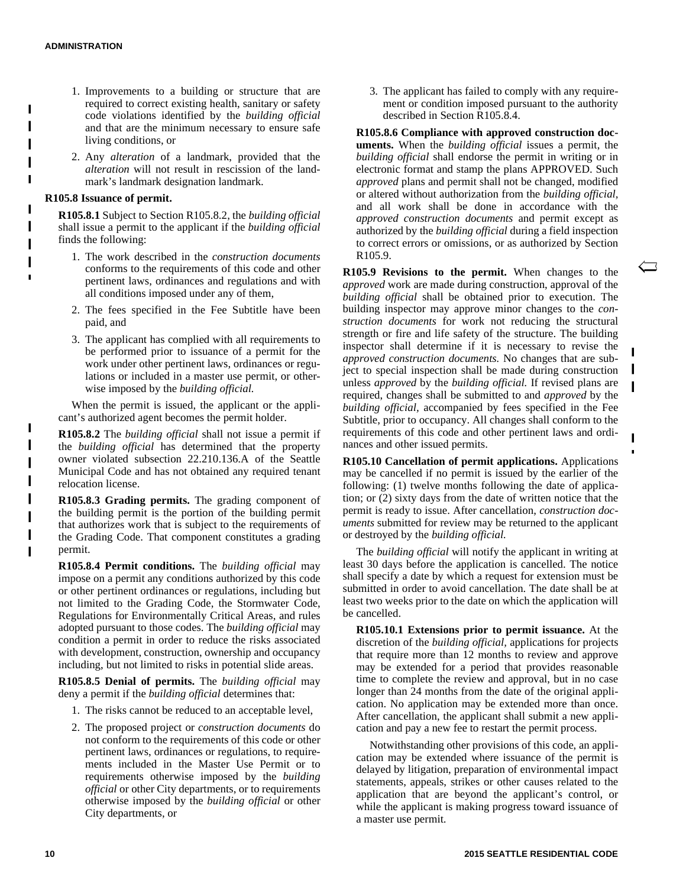1. Improvements to a building or structure that are required to correct existing health, sanitary or safety code violations identified by the *building official* and that are the minimum necessary to ensure safe living conditions, or

2. Any *alteration* of a landmark, provided that the *alteration* will not result in rescission of the landmark's landmark designation landmark.

**R105.8 Issuance of permit.**

**R105.8.1** Subject to Section R105.8.2, the *building official* shall issue a permit to the applicant if the *building official* finds the following:

1. The work described in the *construction documents* conforms to the requirements of this code and other pertinent laws, ordinances and regulations and with all conditions imposed under any of them,
2. The fees specified in the Fee Subtitle have been paid, and
3. The applicant has complied with all requirements to be performed prior to issuance of a permit for the work under other pertinent laws, ordinances or regulations or included in a master use permit, or otherwise imposed by the *building official.*

When the permit is issued, the applicant or the applicant's authorized agent becomes the permit holder.

**R105.8.2** The *building official* shall not issue a permit if the *building official* has determined that the property owner violated subsection 22.210.136.A of the Seattle Municipal Code and has not obtained any required tenant relocation license.

**R105.8.3 Grading permits.** The grading component of the building permit is the portion of the building permit that authorizes work that is subject to the requirements of the Grading Code. That component constitutes a grading permit.

**R105.8.4 Permit conditions.** The *building official* may impose on a permit any conditions authorized by this code or other pertinent ordinances or regulations, including but not limited to the Grading Code, the Stormwater Code, Regulations for Environmentally Critical Areas, and rules adopted pursuant to those codes. The *building official* may condition a permit in order to reduce the risks associated with development, construction, ownership and occupancy including, but not limited to risks in potential slide areas.

**R105.8.5 Denial of permits.** The *building official* may deny a permit if the *building official* determines that:

1. The risks cannot be reduced to an acceptable level,
2. The proposed project or *construction documents* do not conform to the requirements of this code or other pertinent laws, ordinances or regulations, to requirements included in the Master Use Permit or to requirements otherwise imposed by the *building official* or other City departments, or to requirements otherwise imposed by the *building official* or other City departments, or
3. The applicant has failed to comply with any requirement or condition imposed pursuant to the authority described in Section R105.8.4.

**R105.8.6 Compliance with approved construction documents.** When the *building official* issues a permit, the *building official* shall endorse the permit in writing or in electronic format and stamp the plans APPROVED. Such *approved* plans and permit shall not be changed, modified or altered without authorization from the *building official*, and all work shall be done in accordance with the *approved construction documents* and permit except as authorized by the *building official* during a field inspection to correct errors or omissions, or as authorized by Section R105.9.

**R105.9 Revisions to the permit.** When changes to the *approved* work are made during construction, approval of the *building official* shall be obtained prior to execution. The building inspector may approve minor changes to the *construction documents* for work not reducing the structural strength or fire and life safety of the structure. The building inspector shall determine if it is necessary to revise the *approved construction documents.* No changes that are subject to special inspection shall be made during construction unless *approved* by the *building official.* If revised plans are required, changes shall be submitted to and *approved* by the *building official*, accompanied by fees specified in the Fee Subtitle, prior to occupancy. All changes shall conform to the requirements of this code and other pertinent laws and ordinances and other issued permits.

**R105.10 Cancellation of permit applications.** Applications may be cancelled if no permit is issued by the earlier of the following: (1) twelve months following the date of application; or (2) sixty days from the date of written notice that the permit is ready to issue. After cancellation, *construction documents* submitted for review may be returned to the applicant or destroyed by the *building official.*

The *building official* will notify the applicant in writing at least 30 days before the application is cancelled. The notice shall specify a date by which a request for extension must be submitted in order to avoid cancellation. The date shall be at least two weeks prior to the date on which the application will be cancelled.

**R105.10.1 Extensions prior to permit issuance.** At the discretion of the *building official*, applications for projects that require more than 12 months to review and approve may be extended for a period that provides reasonable time to complete the review and approval, but in no case longer than 24 months from the date of the original application. No application may be extended more than once. After cancellation, the applicant shall submit a new application and pay a new fee to restart the permit process.

Notwithstanding other provisions of this code, an application may be extended where issuance of the permit is delayed by litigation, preparation of environmental impact statements, appeals, strikes or other causes related to the application that are beyond the applicant's control, or while the applicant is making progress toward issuance of a master use permit.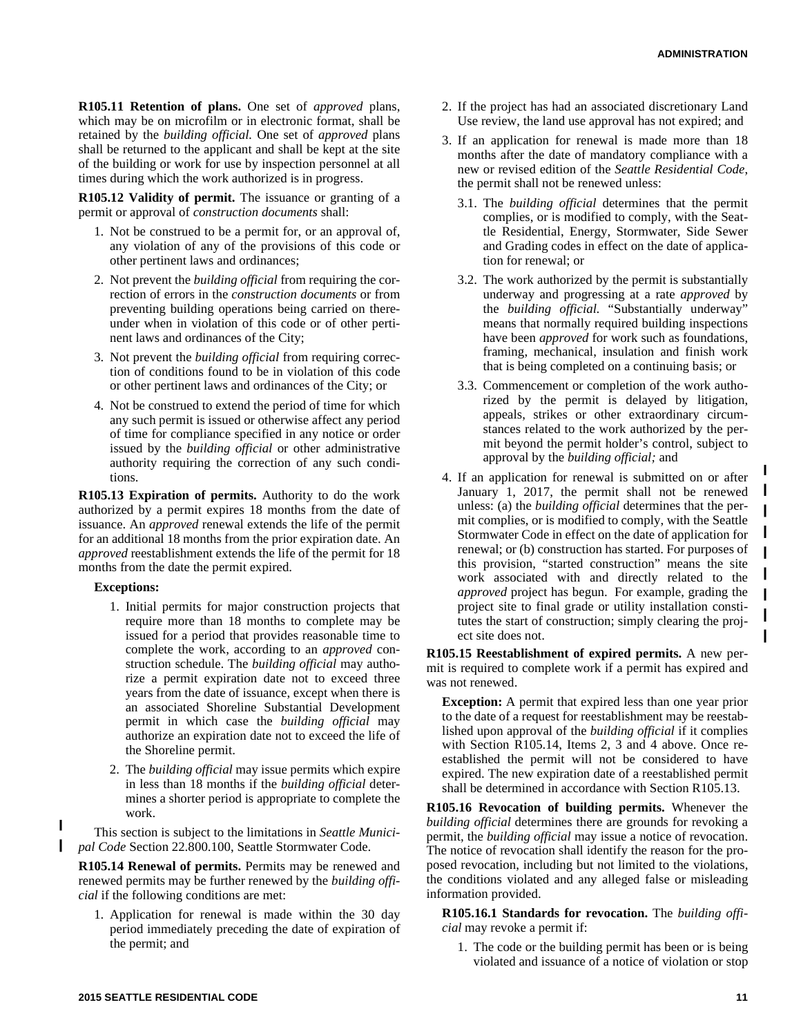**R105.11 Retention of plans.** One set of *approved* plans, which may be on microfilm or in electronic format, shall be retained by the *building official.* One set of *approved* plans shall be returned to the applicant and shall be kept at the site of the building or work for use by inspection personnel at all times during which the work authorized is in progress.

**R105.12 Validity of permit.** The issuance or granting of a permit or approval of *construction documents* shall:

1. Not be construed to be a permit for, or an approval of, any violation of any of the provisions of this code or other pertinent laws and ordinances;
2. Not prevent the *building official* from requiring the correction of errors in the *construction documents* or from preventing building operations being carried on thereunder when in violation of this code or of other pertinent laws and ordinances of the City;
3. Not prevent the *building official* from requiring correction of conditions found to be in violation of this code or other pertinent laws and ordinances of the City; or
4. Not be construed to extend the period of time for which any such permit is issued or otherwise affect any period of time for compliance specified in any notice or order issued by the *building official* or other administrative authority requiring the correction of any such conditions.

**R105.13 Expiration of permits.** Authority to do the work authorized by a permit expires 18 months from the date of issuance. An *approved* renewal extends the life of the permit for an additional 18 months from the prior expiration date. An *approved* reestablishment extends the life of the permit for 18 months from the date the permit expired.

**Exceptions:**

1. Initial permits for major construction projects that require more than 18 months to complete may be issued for a period that provides reasonable time to complete the work, according to an *approved* construction schedule. The *building official* may authorize a permit expiration date not to exceed three years from the date of issuance, except when there is an associated Shoreline Substantial Development permit in which case the *building official* may authorize an expiration date not to exceed the life of the Shoreline permit.
2. The *building official* may issue permits which expire in less than 18 months if the *building official* determines a shorter period is appropriate to complete the work.

This section is subject to the limitations in *Seattle Municipal Code* Section 22.800.100, Seattle Stormwater Code.

**R105.14 Renewal of permits.** Permits may be renewed and renewed permits may be further renewed by the *building official* if the following conditions are met:

1. Application for renewal is made within the 30 day period immediately preceding the date of expiration of the permit; and
2. If the project has had an associated discretionary Land Use review, the land use approval has not expired; and
3. If an application for renewal is made more than 18 months after the date of mandatory compliance with a new or revised edition of the *Seattle Residential Code*, the permit shall not be renewed unless:
   - 3.1. The *building official* determines that the permit complies, or is modified to comply, with the Seattle Residential, Energy, Stormwater, Side Sewer and Grading codes in effect on the date of application for renewal; or
   - 3.2. The work authorized by the permit is substantially underway and progressing at a rate *approved* by the *building official.* "Substantially underway" means that normally required building inspections have been *approved* for work such as foundations, framing, mechanical, insulation and finish work that is being completed on a continuing basis; or
   - 3.3. Commencement or completion of the work authorized by the permit is delayed by litigation, appeals, strikes or other extraordinary circumstances related to the work authorized by the permit beyond the permit holder's control, subject to approval by the *building official;* and
4. If an application for renewal is submitted on or after January 1, 2017, the permit shall not be renewed unless: (a) the *building official* determines that the permit complies, or is modified to comply, with the Seattle Stormwater Code in effect on the date of application for renewal; or (b) construction has started. For purposes of this provision, "started construction" means the site work associated with and directly related to the *approved* project has begun. For example, grading the project site to final grade or utility installation constitutes the start of construction; simply clearing the project site does not.

**R105.15 Reestablishment of expired permits.** A new permit is required to complete work if a permit has expired and was not renewed.

**Exception:** A permit that expired less than one year prior to the date of a request for reestablishment may be reestablished upon approval of the *building official* if it complies with Section R105.14, Items 2, 3 and 4 above. Once reestablished the permit will not be considered to have expired. The new expiration date of a reestablished permit shall be determined in accordance with Section R105.13.

**R105.16 Revocation of building permits.** Whenever the *building official* determines there are grounds for revoking a permit, the *building official* may issue a notice of revocation. The notice of revocation shall identify the reason for the proposed revocation, including but not limited to the violations, the conditions violated and any alleged false or misleading information provided.

**R105.16.1 Standards for revocation.** The *building official* may revoke a permit if:

1. The code or the building permit has been or is being violated and issuance of a notice of violation or stop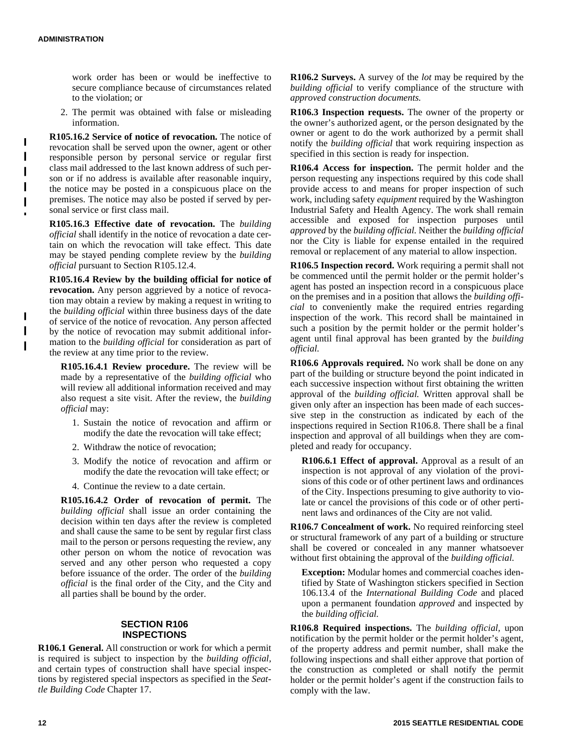work order has been or would be ineffective to secure compliance because of circumstances related to the violation; or

2. The permit was obtained with false or misleading information.

**R105.16.2 Service of notice of revocation.** The notice of revocation shall be served upon the owner, agent or other responsible person by personal service or regular first class mail addressed to the last known address of such person or if no address is available after reasonable inquiry, the notice may be posted in a conspicuous place on the premises. The notice may also be posted if served by personal service or first class mail.

**R105.16.3 Effective date of revocation.** The *building official* shall identify in the notice of revocation a date certain on which the revocation will take effect. This date may be stayed pending complete review by the *building official* pursuant to Section R105.12.4.

**R105.16.4 Review by the building official for notice of revocation.** Any person aggrieved by a notice of revocation may obtain a review by making a request in writing to the *building official* within three business days of the date of service of the notice of revocation. Any person affected by the notice of revocation may submit additional information to the *building official* for consideration as part of the review at any time prior to the review.

**R105.16.4.1 Review procedure.** The review will be made by a representative of the *building official* who will review all additional information received and may also request a site visit. After the review, the *building official* may:

1. Sustain the notice of revocation and affirm or modify the date the revocation will take effect;
2. Withdraw the notice of revocation;
3. Modify the notice of revocation and affirm or modify the date the revocation will take effect; or
4. Continue the review to a date certain.

**R105.16.4.2 Order of revocation of permit.** The *building official* shall issue an order containing the decision within ten days after the review is completed and shall cause the same to be sent by regular first class mail to the person or persons requesting the review, any other person on whom the notice of revocation was served and any other person who requested a copy before issuance of the order. The order of the *building official* is the final order of the City, and the City and all parties shall be bound by the order.

## SECTION R106 INSPECTIONS

**R106.1 General.** All construction or work for which a permit is required is subject to inspection by the *building official*, and certain types of construction shall have special inspections by registered special inspectors as specified in the *Seattle Building Code* Chapter 17.

**R106.2 Surveys.** A survey of the *lot* may be required by the *building official* to verify compliance of the structure with *approved construction documents.*

**R106.3 Inspection requests.** The owner of the property or the owner's authorized agent, or the person designated by the owner or agent to do the work authorized by a permit shall notify the *building official* that work requiring inspection as specified in this section is ready for inspection.

**R106.4 Access for inspection.** The permit holder and the person requesting any inspections required by this code shall provide access to and means for proper inspection of such work, including safety *equipment* required by the Washington Industrial Safety and Health Agency. The work shall remain accessible and exposed for inspection purposes until *approved* by the *building official.* Neither the *building official* nor the City is liable for expense entailed in the required removal or replacement of any material to allow inspection.

**R106.5 Inspection record.** Work requiring a permit shall not be commenced until the permit holder or the permit holder's agent has posted an inspection record in a conspicuous place on the premises and in a position that allows the *building official* to conveniently make the required entries regarding inspection of the work. This record shall be maintained in such a position by the permit holder or the permit holder's agent until final approval has been granted by the *building official.*

**R106.6 Approvals required.** No work shall be done on any part of the building or structure beyond the point indicated in each successive inspection without first obtaining the written approval of the *building official.* Written approval shall be given only after an inspection has been made of each successive step in the construction as indicated by each of the inspections required in Section R106.8. There shall be a final inspection and approval of all buildings when they are completed and ready for occupancy.

**R106.6.1 Effect of approval.** Approval as a result of an inspection is not approval of any violation of the provisions of this code or of other pertinent laws and ordinances of the City. Inspections presuming to give authority to violate or cancel the provisions of this code or of other pertinent laws and ordinances of the City are not valid.

**R106.7 Concealment of work.** No required reinforcing steel or structural framework of any part of a building or structure shall be covered or concealed in any manner whatsoever without first obtaining the approval of the *building official.*

**Exception:** Modular homes and commercial coaches identified by State of Washington stickers specified in Section 106.13.4 of the *International Building Code* and placed upon a permanent foundation *approved* and inspected by the *building official.*

**R106.8 Required inspections.** The *building official,* upon notification by the permit holder or the permit holder's agent, of the property address and permit number, shall make the following inspections and shall either approve that portion of the construction as completed or shall notify the permit holder or the permit holder's agent if the construction fails to comply with the law.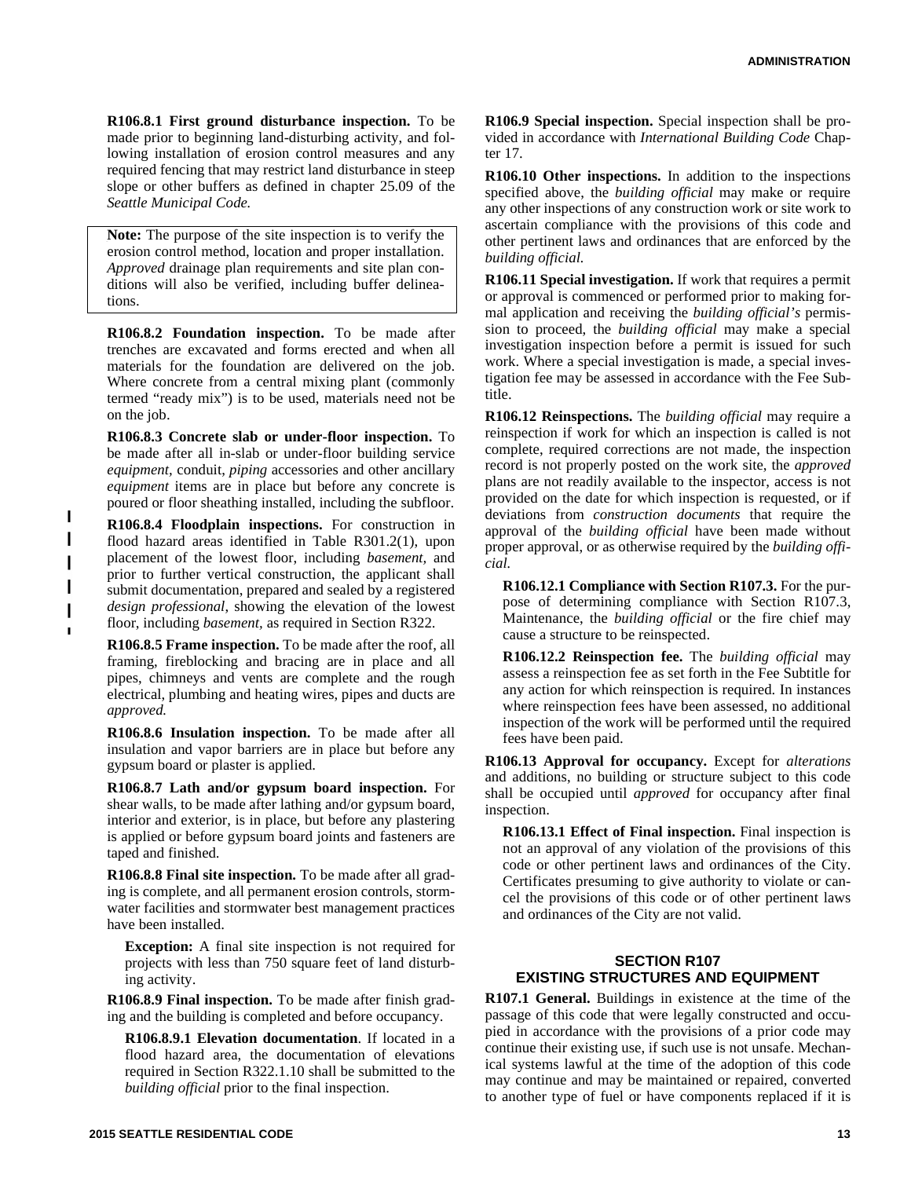**R106.8.1 First ground disturbance inspection.** To be made prior to beginning land-disturbing activity, and following installation of erosion control measures and any required fencing that may restrict land disturbance in steep slope or other buffers as defined in chapter 25.09 of the *Seattle Municipal Code.*

> **Note:** The purpose of the site inspection is to verify the erosion control method, location and proper installation. *Approved* drainage plan requirements and site plan conditions will also be verified, including buffer delineations.

**R106.8.2 Foundation inspection.** To be made after trenches are excavated and forms erected and when all materials for the foundation are delivered on the job. Where concrete from a central mixing plant (commonly termed "ready mix") is to be used, materials need not be on the job.

**R106.8.3 Concrete slab or under-floor inspection.** To be made after all in-slab or under-floor building service *equipment*, conduit, *piping* accessories and other ancillary *equipment* items are in place but before any concrete is poured or floor sheathing installed, including the subfloor.

**R106.8.4 Floodplain inspections.** For construction in flood hazard areas identified in Table R301.2(1), upon placement of the lowest floor, including *basement*, and prior to further vertical construction, the applicant shall submit documentation, prepared and sealed by a registered *design professional*, showing the elevation of the lowest floor, including *basement*, as required in Section R322.

**R106.8.5 Frame inspection.** To be made after the roof, all framing, fireblocking and bracing are in place and all pipes, chimneys and vents are complete and the rough electrical, plumbing and heating wires, pipes and ducts are *approved.*

**R106.8.6 Insulation inspection.** To be made after all insulation and vapor barriers are in place but before any gypsum board or plaster is applied.

**R106.8.7 Lath and/or gypsum board inspection.** For shear walls, to be made after lathing and/or gypsum board, interior and exterior, is in place, but before any plastering is applied or before gypsum board joints and fasteners are taped and finished.

**R106.8.8 Final site inspection.** To be made after all grading is complete, and all permanent erosion controls, stormwater facilities and stormwater best management practices have been installed.

**Exception:** A final site inspection is not required for projects with less than 750 square feet of land disturbing activity.

**R106.8.9 Final inspection.** To be made after finish grading and the building is completed and before occupancy.

**R106.8.9.1 Elevation documentation**. If located in a flood hazard area, the documentation of elevations required in Section R322.1.10 shall be submitted to the *building official* prior to the final inspection.

**R106.9 Special inspection.** Special inspection shall be provided in accordance with *International Building Code* Chapter 17.

**R106.10 Other inspections.** In addition to the inspections specified above, the *building official* may make or require any other inspections of any construction work or site work to ascertain compliance with the provisions of this code and other pertinent laws and ordinances that are enforced by the *building official.*

**R106.11 Special investigation.** If work that requires a permit or approval is commenced or performed prior to making formal application and receiving the *building official's* permission to proceed, the *building official* may make a special investigation inspection before a permit is issued for such work. Where a special investigation is made, a special investigation fee may be assessed in accordance with the Fee Subtitle.

**R106.12 Reinspections.** The *building official* may require a reinspection if work for which an inspection is called is not complete, required corrections are not made, the inspection record is not properly posted on the work site, the *approved* plans are not readily available to the inspector, access is not provided on the date for which inspection is requested, or if deviations from *construction documents* that require the approval of the *building official* have been made without proper approval, or as otherwise required by the *building official.*

**R106.12.1 Compliance with Section R107.3.** For the purpose of determining compliance with Section R107.3, Maintenance, the *building official* or the fire chief may cause a structure to be reinspected.

**R106.12.2 Reinspection fee.** The *building official* may assess a reinspection fee as set forth in the Fee Subtitle for any action for which reinspection is required. In instances where reinspection fees have been assessed, no additional inspection of the work will be performed until the required fees have been paid.

**R106.13 Approval for occupancy.** Except for *alterations* and additions, no building or structure subject to this code shall be occupied until *approved* for occupancy after final inspection.

**R106.13.1 Effect of Final inspection.** Final inspection is not an approval of any violation of the provisions of this code or other pertinent laws and ordinances of the City. Certificates presuming to give authority to violate or cancel the provisions of this code or of other pertinent laws and ordinances of the City are not valid.

## SECTION R107 EXISTING STRUCTURES AND EQUIPMENT

**R107.1 General.** Buildings in existence at the time of the passage of this code that were legally constructed and occupied in accordance with the provisions of a prior code may continue their existing use, if such use is not unsafe. Mechanical systems lawful at the time of the adoption of this code may continue and may be maintained or repaired, converted to another type of fuel or have components replaced if it is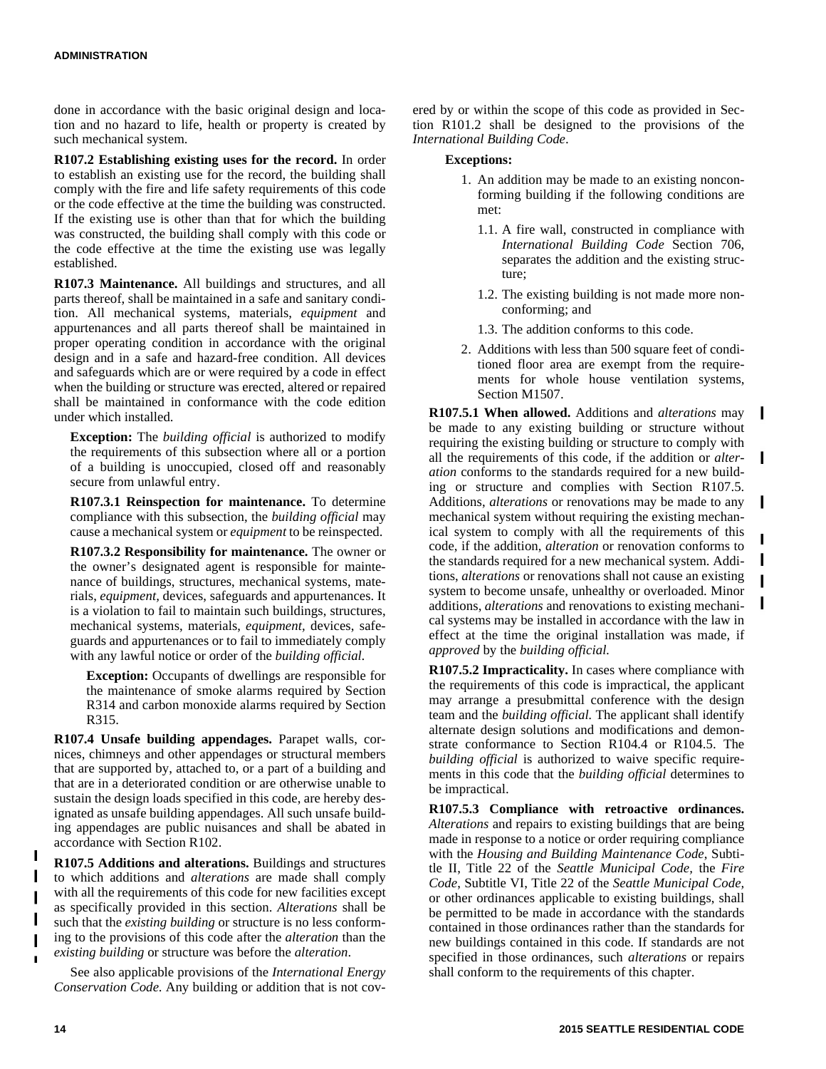done in accordance with the basic original design and location and no hazard to life, health or property is created by such mechanical system.

**R107.2 Establishing existing uses for the record.** In order to establish an existing use for the record, the building shall comply with the fire and life safety requirements of this code or the code effective at the time the building was constructed. If the existing use is other than that for which the building was constructed, the building shall comply with this code or the code effective at the time the existing use was legally established.

**R107.3 Maintenance.** All buildings and structures, and all parts thereof, shall be maintained in a safe and sanitary condition. All mechanical systems, materials, *equipment* and appurtenances and all parts thereof shall be maintained in proper operating condition in accordance with the original design and in a safe and hazard-free condition. All devices and safeguards which are or were required by a code in effect when the building or structure was erected, altered or repaired shall be maintained in conformance with the code edition under which installed.

**Exception:** The *building official* is authorized to modify the requirements of this subsection where all or a portion of a building is unoccupied, closed off and reasonably secure from unlawful entry.

**R107.3.1 Reinspection for maintenance.** To determine compliance with this subsection, the *building official* may cause a mechanical system or *equipment* to be reinspected.

**R107.3.2 Responsibility for maintenance.** The owner or the owner's designated agent is responsible for maintenance of buildings, structures, mechanical systems, materials, *equipment,* devices, safeguards and appurtenances. It is a violation to fail to maintain such buildings, structures, mechanical systems, materials, *equipment,* devices, safeguards and appurtenances or to fail to immediately comply with any lawful notice or order of the *building official.*

**Exception:** Occupants of dwellings are responsible for the maintenance of smoke alarms required by Section R314 and carbon monoxide alarms required by Section R315.

**R107.4 Unsafe building appendages.** Parapet walls, cornices, chimneys and other appendages or structural members that are supported by, attached to, or a part of a building and that are in a deteriorated condition or are otherwise unable to sustain the design loads specified in this code, are hereby designated as unsafe building appendages. All such unsafe building appendages are public nuisances and shall be abated in accordance with Section R102.

**R107.5 Additions and alterations.** Buildings and structures to which additions and *alterations* are made shall comply with all the requirements of this code for new facilities except as specifically provided in this section. *Alterations* shall be such that the *existing building* or structure is no less conforming to the provisions of this code after the *alteration* than the *existing building* or structure was before the *alteration*.

See also applicable provisions of the *International Energy Conservation Code.* Any building or addition that is not covered by or within the scope of this code as provided in Section R101.2 shall be designed to the provisions of the *International Building Code*.

**Exceptions:**

1. An addition may be made to an existing nonconforming building if the following conditions are met:
   1.1. A fire wall, constructed in compliance with *International Building Code* Section 706, separates the addition and the existing structure;
   1.2. The existing building is not made more nonconforming; and
   1.3. The addition conforms to this code.
2. Additions with less than 500 square feet of conditioned floor area are exempt from the requirements for whole house ventilation systems, Section M1507.

**R107.5.1 When allowed.** Additions and *alterations* may be made to any existing building or structure without requiring the existing building or structure to comply with all the requirements of this code, if the addition or *alteration* conforms to the standards required for a new building or structure and complies with Section R107.5. Additions, *alterations* or renovations may be made to any mechanical system without requiring the existing mechanical system to comply with all the requirements of this code, if the addition, *alteration* or renovation conforms to the standards required for a new mechanical system. Additions, *alterations* or renovations shall not cause an existing system to become unsafe, unhealthy or overloaded. Minor additions, *alterations* and renovations to existing mechanical systems may be installed in accordance with the law in effect at the time the original installation was made, if *approved* by the *building official.*

**R107.5.2 Impracticality.** In cases where compliance with the requirements of this code is impractical, the applicant may arrange a presubmittal conference with the design team and the *building official.* The applicant shall identify alternate design solutions and modifications and demonstrate conformance to Section R104.4 or R104.5. The *building official* is authorized to waive specific requirements in this code that the *building official* determines to be impractical.

**R107.5.3 Compliance with retroactive ordinances.** *Alterations* and repairs to existing buildings that are being made in response to a notice or order requiring compliance with the *Housing and Building Maintenance Code*, Subtitle II, Title 22 of the *Seattle Municipal Code,* the *Fire Code*, Subtitle VI, Title 22 of the *Seattle Municipal Code,* or other ordinances applicable to existing buildings, shall be permitted to be made in accordance with the standards contained in those ordinances rather than the standards for new buildings contained in this code. If standards are not specified in those ordinances, such *alterations* or repairs shall conform to the requirements of this chapter.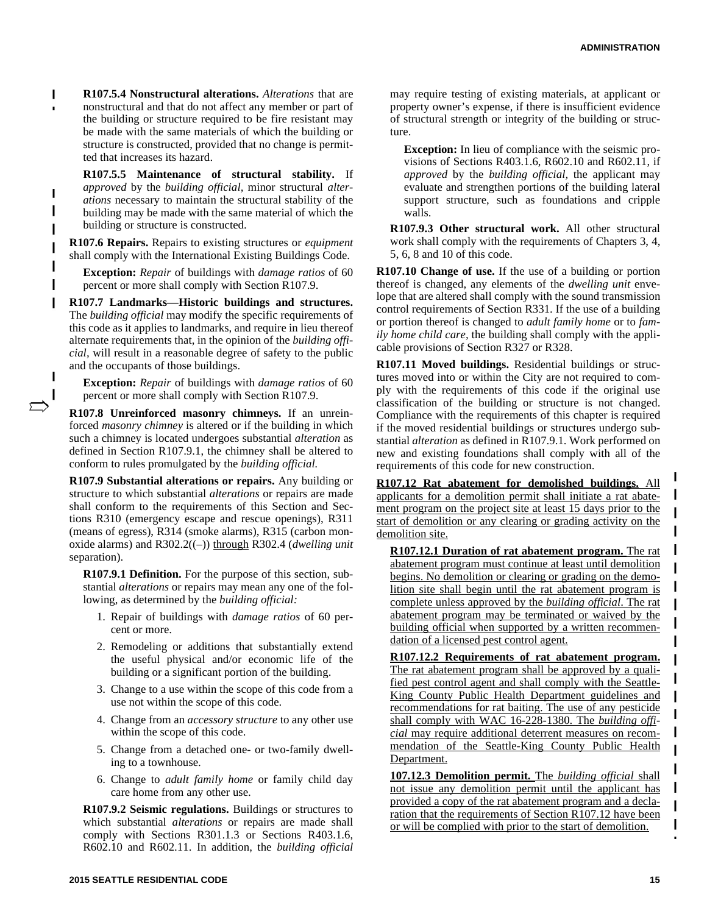**R107.5.4 Nonstructural alterations.** *Alterations* that are nonstructural and that do not affect any member or part of the building or structure required to be fire resistant may be made with the same materials of which the building or structure is constructed, provided that no change is permitted that increases its hazard.

**R107.5.5 Maintenance of structural stability.** If *approved* by the *building official,* minor structural *alterations* necessary to maintain the structural stability of the building may be made with the same material of which the building or structure is constructed.

**R107.6 Repairs.** Repairs to existing structures or *equipment* shall comply with the International Existing Buildings Code.

**Exception:** *Repair* of buildings with *damage ratios* of 60 percent or more shall comply with Section R107.9.

**R107.7 Landmarks—Historic buildings and structures.** The *building official* may modify the specific requirements of this code as it applies to landmarks, and require in lieu thereof alternate requirements that, in the opinion of the *building official*, will result in a reasonable degree of safety to the public and the occupants of those buildings.

**Exception:** *Repair* of buildings with *damage ratios* of 60 percent or more shall comply with Section R107.9.

**R107.8 Unreinforced masonry chimneys.** If an unreinforced *masonry chimney* is altered or if the building in which such a chimney is located undergoes substantial *alteration* as defined in Section R107.9.1, the chimney shall be altered to conform to rules promulgated by the *building official.*

**R107.9 Substantial alterations or repairs.** Any building or structure to which substantial *alterations* or repairs are made shall conform to the requirements of this Section and Sections R310 (emergency escape and rescue openings), R311 (means of egress), R314 (smoke alarms), R315 (carbon monoxide alarms) and R302.2((–)) <u>through</u> R302.4 (*dwelling unit* separation).

**R107.9.1 Definition.** For the purpose of this section, substantial *alterations* or repairs may mean any one of the following, as determined by the *building official:*

1. Repair of buildings with *damage ratios* of 60 percent or more.
2. Remodeling or additions that substantially extend the useful physical and/or economic life of the building or a significant portion of the building.
3. Change to a use within the scope of this code from a use not within the scope of this code.
4. Change from an *accessory structure* to any other use within the scope of this code.
5. Change from a detached one- or two-family dwelling to a townhouse.
6. Change to *adult family home* or family child day care home from any other use.

**R107.9.2 Seismic regulations.** Buildings or structures to which substantial *alterations* or repairs are made shall comply with Sections R301.1.3 or Sections R403.1.6, R602.10 and R602.11. In addition, the *building official* may require testing of existing materials, at applicant or property owner's expense, if there is insufficient evidence of structural strength or integrity of the building or structure.

**Exception:** In lieu of compliance with the seismic provisions of Sections R403.1.6, R602.10 and R602.11, if *approved* by the *building official,* the applicant may evaluate and strengthen portions of the building lateral support structure, such as foundations and cripple walls.

**R107.9.3 Other structural work.** All other structural work shall comply with the requirements of Chapters 3, 4, 5, 6, 8 and 10 of this code.

**R107.10 Change of use.** If the use of a building or portion thereof is changed, any elements of the *dwelling unit* envelope that are altered shall comply with the sound transmission control requirements of Section R331. If the use of a building or portion thereof is changed to *adult family home* or to *family home child care*, the building shall comply with the applicable provisions of Section R327 or R328.

**R107.11 Moved buildings.** Residential buildings or structures moved into or within the City are not required to comply with the requirements of this code if the original use classification of the building or structure is not changed. Compliance with the requirements of this chapter is required if the moved residential buildings or structures undergo substantial *alteration* as defined in R107.9.1. Work performed on new and existing foundations shall comply with all of the requirements of this code for new construction.

<u>**R107.12 Rat abatement for demolished buildings.** All applicants for a demolition permit shall initiate a rat abatement program on the project site at least 15 days prior to the start of demolition or any clearing or grading activity on the demolition site.</u>

<u>**R107.12.1 Duration of rat abatement program.** The rat abatement program must continue at least until demolition begins. No demolition or clearing or grading on the demolition site shall begin until the rat abatement program is complete unless approved by the *building official*. The rat abatement program may be terminated or waived by the building official when supported by a written recommendation of a licensed pest control agent.</u>

<u>**R107.12.2 Requirements of rat abatement program.** The rat abatement program shall be approved by a qualified pest control agent and shall comply with the Seattle-King County Public Health Department guidelines and recommendations for rat baiting. The use of any pesticide shall comply with WAC 16-228-1380. The *building official* may require additional deterrent measures on recommendation of the Seattle-King County Public Health Department.</u>

<u>**107.12.3 Demolition permit.** The *building official* shall not issue any demolition permit until the applicant has provided a copy of the rat abatement program and a declaration that the requirements of Section R107.12 have been or will be complied with prior to the start of demolition.</u>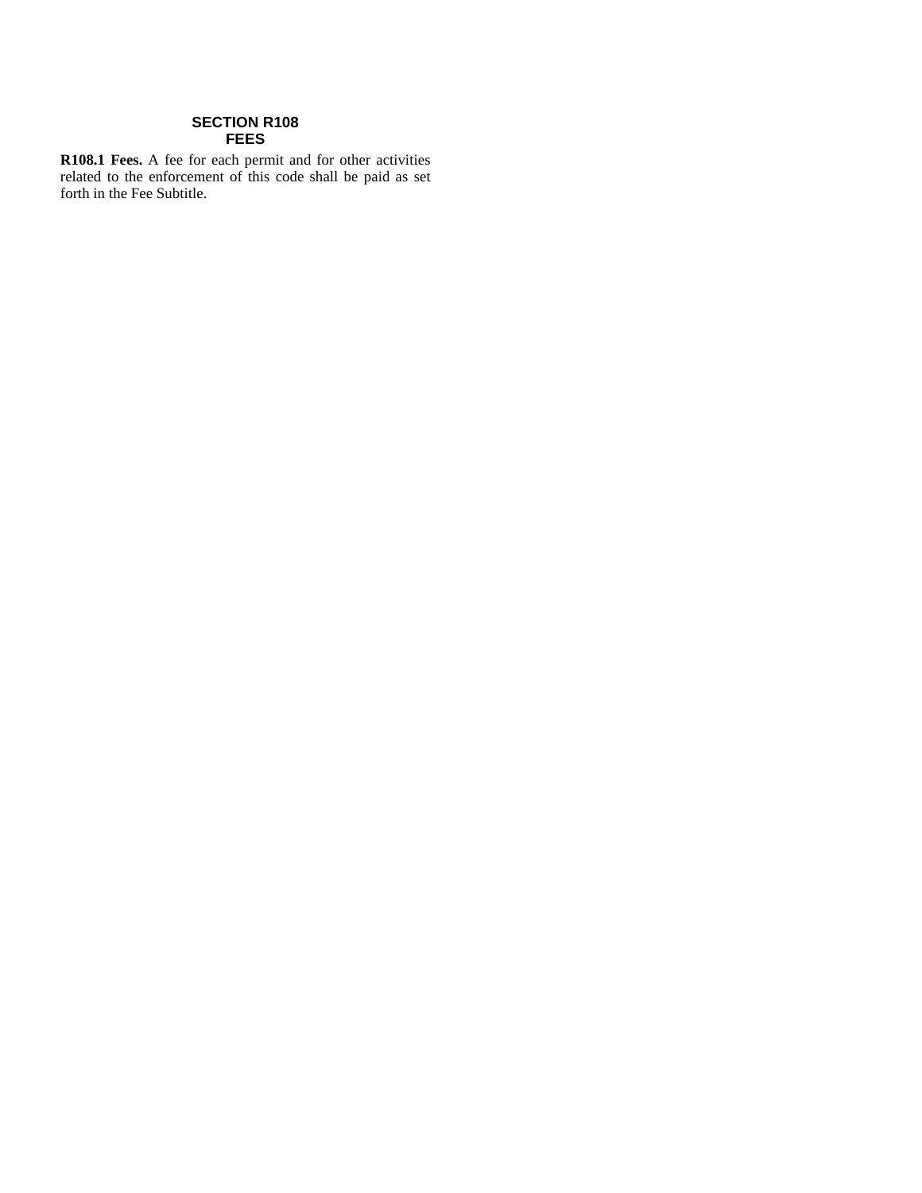## SECTION R108
## FEES

**R108.1 Fees.** A fee for each permit and for other activities related to the enforcement of this code shall be paid as set forth in the Fee Subtitle.